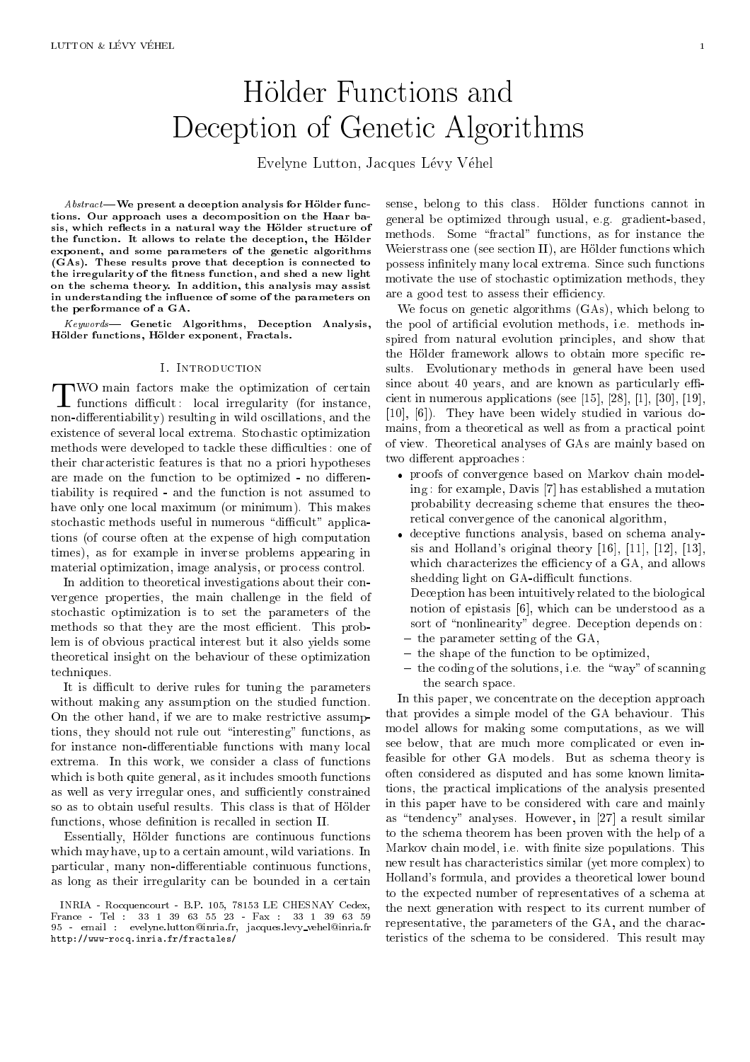# Hölder Functions and Deception of Genetic Algorithms

Evelyne Lutton, Jacques Lévy Véhel

*Abstract*—**We present a deception analysis for Hölder functions. Our approach uses a decomposition on the Haar basis, which reflects in a natural way the Hölder structure of the function. It allows to relate the deception, the Hölder exponent, and some parameters of the genetic algorithms (GAs). These results prove that deception is connected to the irregularity of the fitness function, and shed a new light on the schema theory. In addition, this analysis may assist in understanding the influence of some of the parameters on the performance of a GA.**

*Keywords*— **Genetic Algorithms, Deception Analysis, Hölder functions, Hölder exponent, Fractals.**

## I. Introduction

Two main factors make the optimization of certain functions difficult: local irregularity (for instance, non-differentiability) resulting in wild oscillations, and the existence of several local extrema. Stochastic optimization methods were developed to tackle these difficulties: one of their characteristic features is that no a priori hypotheses are made on the function to be optimized - no differentiability is required - and the function is not assumed to have only one local maximum (or minimum). This makes stochastic methods useful in numerous "difficult" applications (of course often at the expense of high computation times), as for example in inverse problems appearing in material optimization, image analysis, or process control.

In addition to theoretical investigations about their convergence properties, the main challenge in the field of stochastic optimization is to set the parameters of the methods so that they are the most efficient. This problem is of obvious practical interest but it also yields some theoretical insight on the behaviour of these optimization techniques.

It is difficult to derive rules for tuning the parameters without making any assumption on the studied function. On the other hand, if we are to make restrictive assumptions, they should not rule out "interesting" functions, as for instance non-differentiable functions with many local extrema. In this work, we consider a class of functions which is both quite general, as it includes smooth functions as well as very irregular ones, and sufficiently constrained so as to obtain useful results. This class is that of Hölder functions, whose definition is recalled in section II.

Essentially, Hölder functions are continuous functions which may have, up to a certain amount, wild variations. In particular, many non-differentiable continuous functions, as long as their irregularity can be bounded in a certain sense, belong to this class. Hölder functions cannot in general be optimized through usual, e.g. gradient-based, methods. Some "fractal" functions, as for instance the Weierstrass one (see section II), are Hölder functions which possess infinitely many local extrema. Since such functions motivate the use of stochastic optimization methods, they are a good test to assess their efficiency.

We focus on genetic algorithms (GAs), which belong to the pool of artificial evolution methods, i.e. methods inspired from natural evolution principles, and show that the Hölder framework allows to obtain more specific results. Evolutionary methods in general have been used since about 40 years, and are known as particularly efficient in numerous applications (see [15], [28], [1], [30], [19], [10], [6]). They have been widely studied in various domains, from a theoretical as well as from a practical point of view. Theoretical analyses of GAs are mainly based on two different approaches:

- proofs of convergence based on Markov chain modeling: for example, Davis [7] has established a mutation probability decreasing scheme that ensures the theoretical convergence of the canonical algorithm,
- deceptive functions analysis, based on schema analysis and Holland's original theory [16], [11], [12], [13], which characterizes the efficiency of a GA, and allows shedding light on GA-difficult functions.

  Deception has been intuitively related to the biological notion of epistasis [6], which can be understood as a sort of "nonlinearity" degree. Deception depends on:
  - the parameter setting of the GA,
  - the shape of the function to be optimized,
  - the coding of the solutions, i.e. the "way" of scanning the search space.

In this paper, we concentrate on the deception approach that provides a simple model of the GA behaviour. This model allows for making some computations, as we will see below, that are much more complicated or even infeasible for other GA models. But as schema theory is often considered as disputed and has some known limitations, the practical implications of the analysis presented in this paper have to be considered with care and mainly as "tendency" analyses. However, in [27] a result similar to the schema theorem has been proven with the help of a Markov chain model, i.e. with finite size populations. This new result has characteristics similar (yet more complex) to Holland's formula, and provides a theoretical lower bound to the expected number of representatives of a schema at the next generation with respect to its current number of representative, the parameters of the GA, and the characteristics of the schema to be considered. This result may

INRIA - Rocquencourt - B.P. 105, 78153 LE CHESNAY Cedex, France - Tel : 33 1 39 63 55 23 - Fax : 33 1 39 63 59 95 - email : evelyne.lutton@inria.fr, jacques.levy_vehel@inria.fr http://www-rocq.inria.fr/fractales/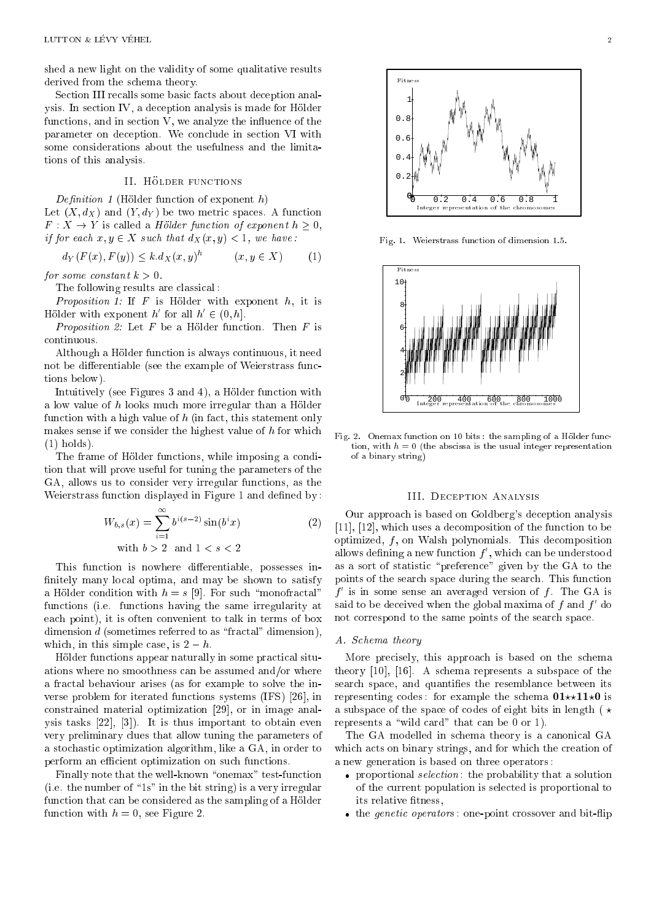shed a new light on the validity of some qualitative results derived from the schema theory.

Section III recalls some basic facts about deception analysis. In section IV, a deception analysis is made for Hölder functions, and in section V, we analyze the influence of the parameter on deception. We conclude in section VI with some considerations about the usefulness and the limitations of this analysis.

## II. Hölder functions

*Definition 1* (Hölder function of exponent $h$)

Let $(X, d_X)$ and $(Y, d_Y)$ be two metric spaces. A function $F : X \to Y$ is called a *Hölder function of exponent* $h \geq 0$, *if for each* $x, y \in X$ *such that* $d_X(x, y) < 1$, *we have :*

$$d_Y(F(x), F(y)) \leq k.d_X(x, y)^h \qquad (x, y \in X) \tag{1}$$

*for some constant* $k > 0$.

The following results are classical :

*Proposition 1:* If $F$ is Hölder with exponent $h$, it is Hölder with exponent $h'$ for all $h' \in (0, h]$.

*Proposition 2:* Let $F$ be a Hölder function. Then $F$ is continuous.

Although a Hölder function is always continuous, it need not be differentiable (see the example of Weierstrass functions below).

Intuitively (see Figures 3 and 4), a Hölder function with a low value of $h$ looks much more irregular than a Hölder function with a high value of $h$ (in fact, this statement only makes sense if we consider the highest value of $h$ for which (1) holds).

The frame of Hölder functions, while imposing a condition that will prove useful for tuning the parameters of the GA, allows us to consider very irregular functions, as the Weierstrass function displayed in Figure 1 and defined by :

$$W_{b,s}(x) = \sum_{i=1}^{\infty} b^{i(s-2)} \sin(b^i x) \tag{2}$$

$$\text{with } b > 2 \text{ and } 1 < s < 2$$

This function is nowhere differentiable, possesses infinitely many local optima, and may be shown to satisfy a Hölder condition with $h = s$ [9]. For such "monofractal" functions (i.e. functions having the same irregularity at each point), it is often convenient to talk in terms of box dimension $d$ (sometimes referred to as "fractal" dimension), which, in this simple case, is $2 - h$.

Hölder functions appear naturally in some practical situations where no smoothness can be assumed and/or where a fractal behaviour arises (as for example to solve the inverse problem for iterated functions systems (IFS) [26], in constrained material optimization [29], or in image analysis tasks [22], [3]). It is thus important to obtain even very preliminary clues that allow tuning the parameters of a stochastic optimization algorithm, like a GA, in order to perform an efficient optimization on such functions.

Finally note that the well-known "onemax" test-function (i.e. the number of "1s" in the bit string) is a very irregular function that can be considered as the sampling of a Hölder function with $h = 0$, see Figure 2.

Fitness
1
0.8
0.6
0.4
0.2
0
0 0.2 0.4 0.6 0.8 1
Integer representation of the chromosomes

Fig. 1. Weierstrass function of dimension 1.5.

Fitness
10
8
6
4
2
0
0 200 400 600 800 1000
Integer representation of the chromosomes

Fig. 2. Onemax function on 10 bits : the sampling of a Hölder function, with $h = 0$ (the abscissa is the usual integer representation of a binary string)

## III. Deception Analysis

Our approach is based on Goldberg's deception analysis [11], [12], which uses a decomposition of the function to be optimized, $f$, on Walsh polynomials. This decomposition allows defining a new function $f'$, which can be understood as a sort of statistic "preference" given by the GA to the points of the search space during the search. This function $f'$ is in some sense an averaged version of $f$. The GA is said to be deceived when the global maxima of $f$ and $f'$ do not correspond to the same points of the search space.

### A. Schema theory

More precisely, this approach is based on the schema theory [10], [16]. A schema represents a subspace of the search space, and quantifies the resemblance between its representing codes : for example the schema **01**⋆⋆**11**⋆**0** is a subspace of the space of codes of eight bits in length ( ⋆ represents a "wild card" that can be 0 or 1).

The GA modelled in schema theory is a canonical GA which acts on binary strings, and for which the creation of a new generation is based on three operators :

- proportional *selection* : the probability that a solution of the current population is selected is proportional to its relative fitness,
- the *genetic operators* : one-point crossover and bit-flip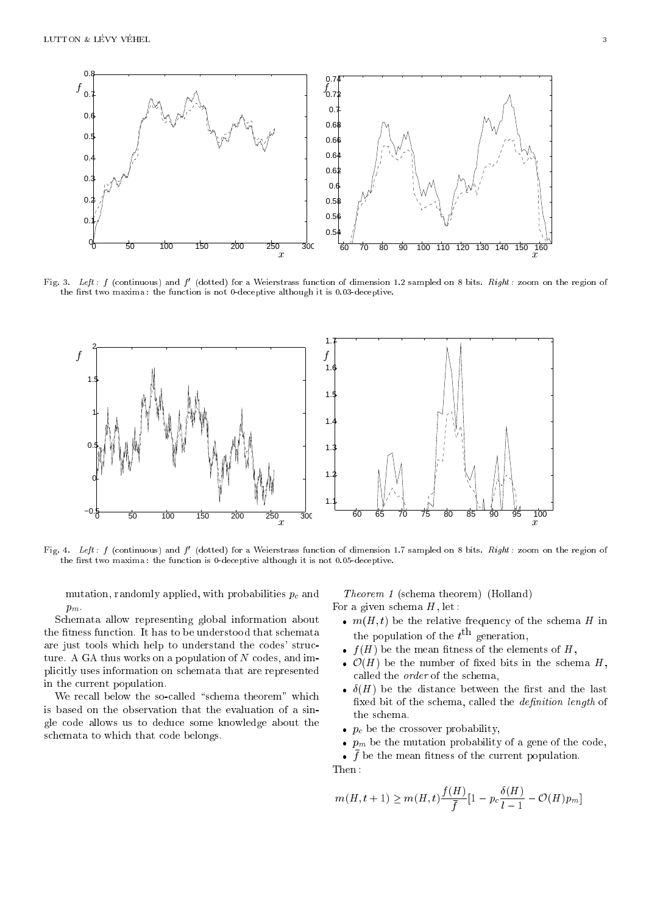f

0.8
0.7
0.6
0.5
0.4
0.3
0.2
0.1
0
0 50 100 150 200 250 300
x

f

0.74
0.72
0.7
0.68
0.66
0.64
0.62
0.6
0.58
0.56
0.54
60 70 80 90 100 110 120 130 140 150 160
x

Fig. 3. *Left :* $f$ (continuous) and $f'$ (dotted) for a Weierstrass function of dimension 1.2 sampled on 8 bits. *Right :* zoom on the region of the first two maxima : the function is not 0-deceptive although it is 0.03-deceptive.

f

2
1.5
1
0.5
0
−0.5
0 50 100 150 200 250 300
x

f

1.7
1.6
1.5
1.4
1.3
1.2
1.1
60 65 70 75 80 85 90 95 100
x

Fig. 4. *Left :* $f$ (continuous) and $f'$ (dotted) for a Weierstrass function of dimension 1.7 sampled on 8 bits. *Right :* zoom on the region of the first two maxima : the function is 0-deceptive although it is not 0.05-deceptive.

mutation, randomly applied, with probabilities $p_c$ and $p_m$.

Schemata allow representing global information about the fitness function. It has to be understood that schemata are just tools which help to understand the codes' structure. A GA thus works on a population of $N$ codes, and implicitly uses information on schemata that are represented in the current population.

We recall below the so-called "schema theorem" which is based on the observation that the evaluation of a single code allows us to deduce some knowledge about the schemata to which that code belongs.

*Theorem 1* (schema theorem) (Holland)
For a given schema $H$, let :

- $m(H,t)$ be the relative frequency of the schema $H$ in the population of the $t^{\text{th}}$ generation,
- $f(H)$ be the mean fitness of the elements of $H$,
- $\mathcal{O}(H)$ be the number of fixed bits in the schema $H$, called the *order* of the schema,
- $\delta(H)$ be the distance between the first and the last fixed bit of the schema, called the *definition length* of the schema.
- $p_c$ be the crossover probability,
- $p_m$ be the mutation probability of a gene of the code,
- $\bar{f}$ be the mean fitness of the current population.

Then :

$$m(H,t+1) \geq m(H,t)\frac{f(H)}{\bar{f}}[1 - p_c\frac{\delta(H)}{l-1} - \mathcal{O}(H)p_m]$$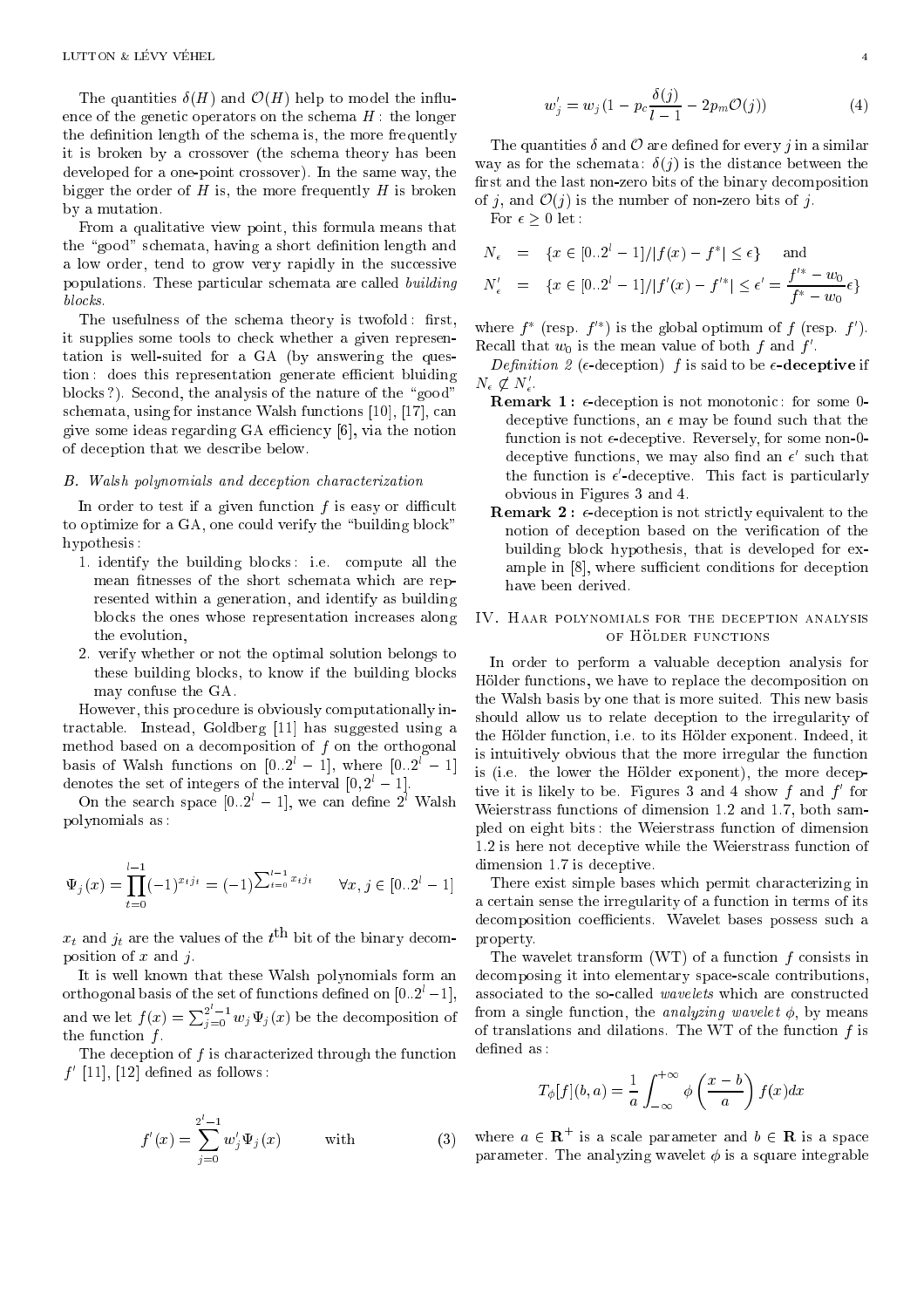The quantities $\delta(H)$ and $\mathcal{O}(H)$ help to model the influence of the genetic operators on the schema $H$ : the longer the definition length of the schema is, the more frequently it is broken by a crossover (the schema theory has been developed for a one-point crossover). In the same way, the bigger the order of $H$ is, the more frequently $H$ is broken by a mutation.

From a qualitative view point, this formula means that the "good" schemata, having a short definition length and a low order, tend to grow very rapidly in the successive populations. These particular schemata are called *building blocks*.

The usefulness of the schema theory is twofold : first, it supplies some tools to check whether a given representation is well-suited for a GA (by answering the question : does this representation generate efficient bluiding blocks ?). Second, the analysis of the nature of the "good" schemata, using for instance Walsh functions [10], [17], can give some ideas regarding GA efficiency [6], via the notion of deception that we describe below.

### B. Walsh polynomials and deception characterization

In order to test if a given function $f$ is easy or difficult to optimize for a GA, one could verify the "building block" hypothesis :

1. identify the building blocks : i.e. compute all the mean fitnesses of the short schemata which are represented within a generation, and identify as building blocks the ones whose representation increases along the evolution,
2. verify whether or not the optimal solution belongs to these building blocks, to know if the building blocks may confuse the GA.

However, this procedure is obviously computationally intractable. Instead, Goldberg [11] has suggested using a method based on a decomposition of $f$ on the orthogonal basis of Walsh functions on $[0..2^l - 1]$, where $[0..2^l - 1]$ denotes the set of integers of the interval $[0, 2^l - 1]$.

On the search space $[0..2^l - 1]$, we can define $2^l$ Walsh polynomials as :

$$\Psi_j(x) = \prod_{t=0}^{l-1} (-1)^{x_t j_t} = (-1)^{\sum_{t=0}^{l-1} x_t j_t} \qquad \forall x, j \in [0..2^l - 1]$$

$x_t$ and $j_t$ are the values of the $t^{\text{th}}$ bit of the binary decomposition of $x$ and $j$.

It is well known that these Walsh polynomials form an orthogonal basis of the set of functions defined on $[0..2^l - 1]$, and we let $f(x) = \sum_{j=0}^{2^l-1} w_j \Psi_j(x)$ be the decomposition of the function $f$.

The deception of $f$ is characterized through the function $f'$ [11], [12] defined as follows :

$$f'(x) = \sum_{j=0}^{2^l-1} w'_j \Psi_j(x) \qquad \text{with} \tag{3}$$

$$w'_j = w_j \left(1 - p_c \frac{\delta(j)}{l-1} - 2 p_m \mathcal{O}(j)\right) \tag{4}$$

The quantities $\delta$ and $\mathcal{O}$ are defined for every $j$ in a similar way as for the schemata : $\delta(j)$ is the distance between the first and the last non-zero bits of the binary decomposition of $j$, and $\mathcal{O}(j)$ is the number of non-zero bits of $j$.

For $\epsilon \geq 0$ let :

$$\begin{aligned} N_\epsilon &= \{x \in [0..2^l - 1] / |f(x) - f^*| \leq \epsilon\} \quad \text{and} \\ N'_\epsilon &= \{x \in [0..2^l - 1] / |f'(x) - f'^*| \leq \epsilon' = \frac{f'^* - w_0}{f^* - w_0} \epsilon\} \end{aligned}$$

where $f^*$ (resp. $f'^*$) is the global optimum of $f$ (resp. $f'$). Recall that $w_0$ is the mean value of both $f$ and $f'$.

*Definition 2* ($\epsilon$-deception) $f$ is said to be **$\epsilon$-deceptive** if $N_\epsilon \not\subset N'_\epsilon$.

- **Remark 1 :** $\epsilon$-deception is not monotonic : for some 0-deceptive functions, an $\epsilon$ may be found such that the function is not $\epsilon$-deceptive. Reversely, for some non-0-deceptive functions, we may also find an $\epsilon'$ such that the function is $\epsilon'$-deceptive. This fact is particularly obvious in Figures 3 and 4.
- **Remark 2 :** $\epsilon$-deception is not strictly equivalent to the notion of deception based on the verification of the building block hypothesis, that is developed for example in [8], where sufficient conditions for deception have been derived.

## IV. Haar polynomials for the deception analysis of Hölder functions

In order to perform a valuable deception analysis for Hölder functions, we have to replace the decomposition on the Walsh basis by one that is more suited. This new basis should allow us to relate deception to the irregularity of the Hölder function, i.e. to its Hölder exponent. Indeed, it is intuitively obvious that the more irregular the function is (i.e. the lower the Hölder exponent), the more deceptive it is likely to be. Figures 3 and 4 show $f$ and $f'$ for Weierstrass functions of dimension 1.2 and 1.7, both sampled on eight bits : the Weierstrass function of dimension 1.2 is here not deceptive while the Weierstrass function of dimension 1.7 is deceptive.

There exist simple bases which permit characterizing in a certain sense the irregularity of a function in terms of its decomposition coefficients. Wavelet bases possess such a property.

The wavelet transform (WT) of a function $f$ consists in decomposing it into elementary space-scale contributions, associated to the so-called *wavelets* which are constructed from a single function, the *analyzing wavelet* $\phi$, by means of translations and dilations. The WT of the function $f$ is defined as :

$$T_\phi[f](b, a) = \frac{1}{a} \int_{-\infty}^{+\infty} \phi\left(\frac{x - b}{a}\right) f(x) dx$$

where $a \in \mathbf{R}^+$ is a scale parameter and $b \in \mathbf{R}$ is a space parameter. The analyzing wavelet $\phi$ is a square integrable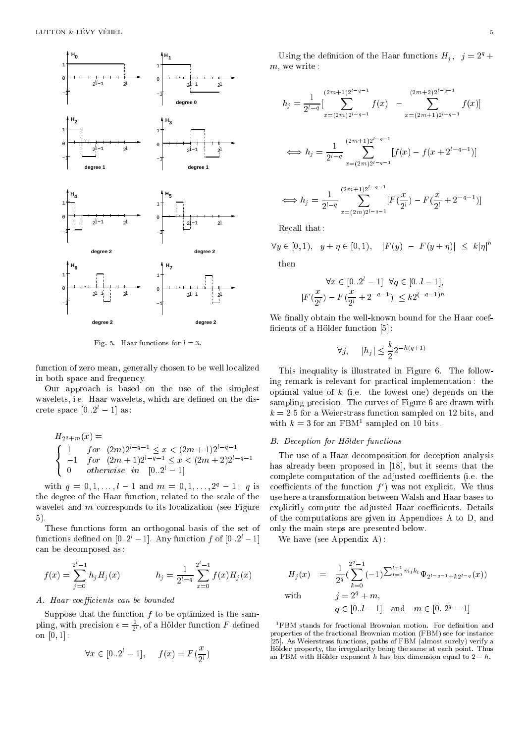H0 H1
1 1
0 0
−1 −1
2l−1 2l 2l−1 2l
degree 0

H2 H3
degree 1 degree 1

H4 H5
degree 2 degree 2

H6 H7
degree 2 degree 2

Fig. 5. Haar functions for $l = 3$.

function of zero mean, generally chosen to be well localized in both space and frequency.

Our approach is based on the use of the simplest wavelets, i.e. Haar wavelets, which are defined on the discrete space $[0..2^l - 1]$ as:

$$H_{2^q+m}(x) = \begin{cases} 1 & for \;\; (2m)2^{l-q-1} \leq x < (2m+1)2^{l-q-1} \\ -1 & for \;\; (2m+1)2^{l-q-1} \leq x < (2m+2)2^{l-q-1} \\ 0 & otherwise \;\; in \;\; [0..2^l - 1] \end{cases}$$

with $q = 0, 1, \ldots, l-1$ and $m = 0, 1, \ldots, 2^q - 1$: $q$ is the degree of the Haar function, related to the scale of the wavelet and $m$ corresponds to its localization (see Figure 5).

These functions form an orthogonal basis of the set of functions defined on $[0..2^l - 1]$. Any function $f$ of $[0..2^l - 1]$ can be decomposed as:

$$f(x) = \sum_{j=0}^{2^l-1} h_j H_j(x) \qquad h_j = \frac{1}{2^{l-q}} \sum_{x=0}^{2^l-1} f(x) H_j(x)$$

### A. Haar coefficients can be bounded

Suppose that the function $f$ to be optimized is the sampling, with precision $\epsilon = \frac{1}{2^l}$, of a Hölder function $F$ defined on $[0, 1]$:

$$\forall x \in [0..2^l - 1], \quad f(x) = F(\frac{x}{2^l})$$

Using the definition of the Haar functions $H_j$, $j = 2^q + m$, we write:

$$h_j = \frac{1}{2^{l-q}} [ \sum_{x=(2m)2^{l-q-1}}^{(2m+1)2^{l-q-1}} f(x) \;\; - \sum_{x=(2m+1)2^{l-q-1}}^{(2m+2)2^{l-q-1}} f(x)]$$

$$\iff h_j = \frac{1}{2^{l-q}} \sum_{x=(2m)2^{l-q-1}}^{(2m+1)2^{l-q-1}} [f(x) - f(x + 2^{l-q-1})]$$

$$\iff h_j = \frac{1}{2^{l-q}} \sum_{x=(2m)2^{l-q-1}}^{(2m+1)2^{l-q-1}} [F(\frac{x}{2^l}) - F(\frac{x}{2^l} + 2^{-q-1})]$$

Recall that:

$$\forall y \in [0, 1), \quad y + \eta \in [0, 1), \quad |F(y) \; - \; F(y + \eta)| \; \leq \; k |\eta|^h$$

then

$$\forall x \in [0..2^l - 1] \;\; \forall q \in [0..l - 1],$$
$$|F(\frac{x}{2^l}) - F(\frac{x}{2^l} + 2^{-q-1})| \leq k 2^{(-q-1)h}$$

We finally obtain the well-known bound for the Haar coefficients of a Hölder function [5]:

$$\forall j, \quad |h_j| \leq \frac{k}{2} 2^{-h(q+1)}$$

This inequality is illustrated in Figure 6. The following remark is relevant for practical implementation: the optimal value of $k$ (i.e. the lowest one) depends on the sampling precision. The curves of Figure 6 are drawn with $k = 2.5$ for a Weierstrass function sampled on 12 bits, and with $k = 3$ for an FBM[1] sampled on 10 bits.

### B. Deception for Hölder functions

The use of a Haar decomposition for deception analysis has already been proposed in [18], but it seems that the complete computation of the adjusted coefficients (i.e. the coefficients of the function $f'$) was not explicit. We thus use here a transformation between Walsh and Haar bases to explicitly compute the adjusted Haar coefficients. Details of the computations are given in Appendices A to D, and only the main steps are presented below.

We have (see Appendix A):

$$\begin{aligned} H_j(x) \;\; &= \;\; \frac{1}{2^q} (\sum_{k=0}^{2^q-1} (-1)^{\sum_{t=0}^{l-1} m_t k_t} \Psi_{2^{l-q-1} + k 2^{l-q}}(x)) \\ \text{with} \qquad & j = 2^q + m, \\ & q \in [0..l-1] \quad \text{and} \quad m \in [0..2^q - 1] \end{aligned}$$

[1] FBM stands for fractional Brownian motion. For definition and properties of the fractional Brownian motion (FBM) see for instance [25]. As Weierstrass functions, paths of FBM (almost surely) verify a Hölder property, the irregularity being the same at each point. Thus an FBM with Hölder exponent $h$ has box dimension equal to $2 - h$.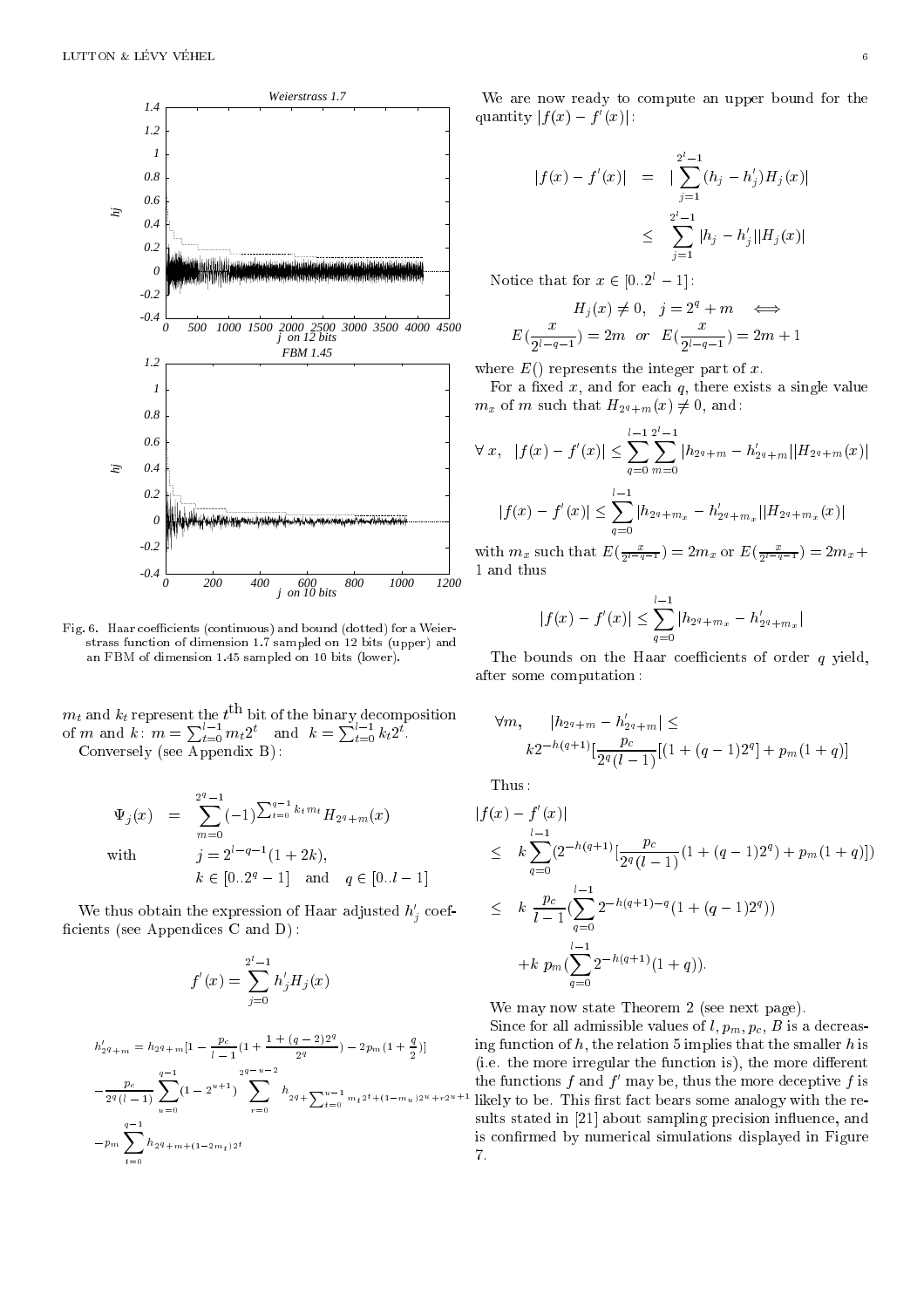Weierstrass 1.7

hj

1.4
1.2
1
0.8
0.6
0.4
0.2
0
-0.2
-0.4

0 500 1000 1500 2000 2500 3000 3500 4000 4500

j on 12 bits

FBM 1.45

hj

1.2
1
0.8
0.6
0.4
0.2
0
-0.2
-0.4

0 200 400 600 800 1000 1200

j on 10 bits

Fig. 6. Haar coefficients (continuous) and bound (dotted) for a Weierstrass function of dimension 1.7 sampled on 12 bits (upper) and an FBM of dimension 1.45 sampled on 10 bits (lower).

$m_t$ and $k_t$ represent the $t^{\text{th}}$ bit of the binary decomposition of $m$ and $k$: $m = \sum_{t=0}^{l-1} m_t 2^t$ and $k = \sum_{t=0}^{l-1} k_t 2^t$.

Conversely (see Appendix B):

$$
\begin{aligned}
\Psi_j(x) &= \sum_{m=0}^{2^q-1} (-1)^{\sum_{t=0}^{q-1} k_t m_t} H_{2^q+m}(x) \\
\text{with} \quad & j = 2^{l-q-1}(1+2k), \\
& k \in [0..2^q-1] \quad \text{and} \quad q \in [0..l-1]
\end{aligned}
$$

We thus obtain the expression of Haar adjusted $h'_j$ coefficients (see Appendices C and D):

$$
f'(x) = \sum_{j=0}^{2^l-1} h'_j H_j(x)
$$

$$
h'_{2^q+m} = h_{2^q+m}[1 - \frac{p_c}{l-1}(1 + \frac{1+(q-2)2^q}{2^q}) - 2p_m(1+\frac{q}{2})]
$$

$$
-\frac{p_c}{2^q(l-1)} \sum_{u=0}^{q-1} (1 - 2^{u+1}) \sum_{r=0}^{2^{q-u-2}} h_{2^q + \sum_{t=0}^{u-1} m_t 2^t + (1-m_u)2^u + r2^{u+1}}
$$

$$
-p_m \sum_{t=0}^{q-1} h_{2^q+m+(1-2m_t)2^t}
$$

We are now ready to compute an upper bound for the quantity $|f(x) - f'(x)|$:

$$
\begin{aligned}
|f(x) - f'(x)| &= |\sum_{j=1}^{2^l-1} (h_j - h'_j) H_j(x)| \\
&\leq \sum_{j=1}^{2^l-1} |h_j - h'_j||H_j(x)|
\end{aligned}
$$

Notice that for $x \in [0..2^l - 1]$:

$$
H_j(x) \neq 0, \quad j = 2^q + m \quad \Longleftrightarrow
$$

$$
E(\frac{x}{2^{l-q-1}}) = 2m \quad or \quad E(\frac{x}{2^{l-q-1}}) = 2m+1
$$

where $E()$ represents the integer part of $x$.

For a fixed $x$, and for each $q$, there exists a single value $m_x$ of $m$ such that $H_{2^q+m}(x) \neq 0$, and:

$$
\forall\, x, \quad |f(x) - f'(x)| \leq \sum_{q=0}^{l-1} \sum_{m=0}^{2^l-1} |h_{2^q+m} - h'_{2^q+m}||H_{2^q+m}(x)|
$$

$$
|f(x) - f'(x)| \leq \sum_{q=0}^{l-1} |h_{2^q+m_x} - h'_{2^q+m_x}||H_{2^q+m_x}(x)|
$$

with $m_x$ such that $E(\frac{x}{2^{l-q-1}}) = 2m_x$ or $E(\frac{x}{2^{l-q-1}}) = 2m_x + 1$ and thus

$$
|f(x) - f'(x)| \leq \sum_{q=0}^{l-1} |h_{2^q+m_x} - h'_{2^q+m_x}|
$$

The bounds on the Haar coefficients of order $q$ yield, after some computation:

$$
\begin{aligned}
\forall m, \quad & |h_{2^q+m} - h'_{2^q+m}| \leq \\
& k2^{-h(q+1)}[\frac{p_c}{2^q(l-1)}[(1+(q-1)2^q] + p_m(1+q)]
\end{aligned}
$$

Thus:

$$
\begin{aligned}
& |f(x) - f'(x)| \\
& \leq \quad k \sum_{q=0}^{l-1} (2^{-h(q+1)}[\frac{p_c}{2^q(l-1)}(1+(q-1)2^q) + p_m(1+q)]) \\
& \leq \quad k\, \frac{p_c}{l-1} (\sum_{q=0}^{l-1} 2^{-h(q+1)-q}(1+(q-1)2^q)) \\
& \quad + k\, p_m (\sum_{q=0}^{l-1} 2^{-h(q+1)}(1+q)).
\end{aligned}
$$

We may now state Theorem 2 (see next page).

Since for all admissible values of $l, p_m, p_c$, $B$ is a decreasing function of $h$, the relation 5 implies that the smaller $h$ is (i.e. the more irregular the function is), the more different the functions $f$ and $f'$ may be, thus the more deceptive $f$ is likely to be. This first fact bears some analogy with the results stated in [21] about sampling precision influence, and is confirmed by numerical simulations displayed in Figure 7.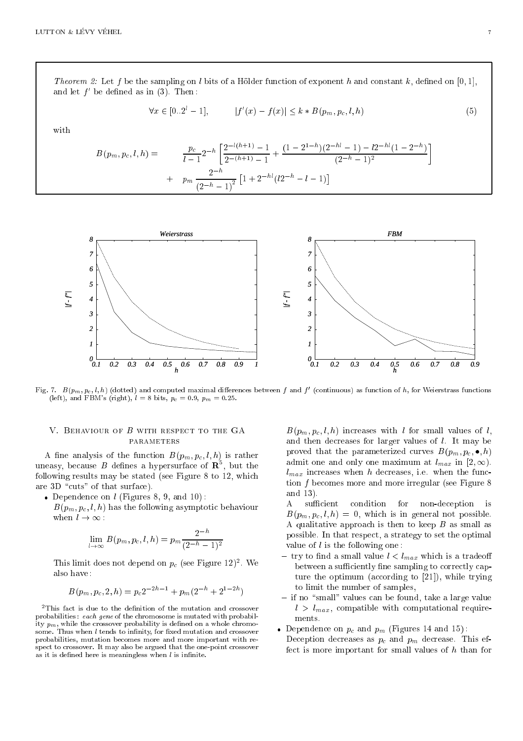*Theorem 2:* Let $f$ be the sampling on $l$ bits of a Hölder function of exponent $h$ and constant $k$, defined on $[0, 1]$, and let $f'$ be defined as in (3). Then :

$$\forall x \in [0..2^l - 1], \qquad |f'(x) - f(x)| \leq k * B(p_m, p_c, l, h) \tag{5}$$

with

$$B(p_m, p_c, l, h) = \frac{p_c}{l-1} 2^{-h} \left[ \frac{2^{-l(h+1)} - 1}{2^{-(h+1)} - 1} + \frac{(1 - 2^{1-h})(2^{-hl} - 1) - l 2^{-hl}(1 - 2^{-h})}{(2^{-h} - 1)^2} \right] + p_m \frac{2^{-h}}{(2^{-h} - 1)^2} \left[ 1 + 2^{-hl}(l 2^{-h} - l - 1) \right]$$

Weierstrass

FBM

|f - f'|

h

0 1 2 3 4 5 6 7 8

0.1 0.2 0.3 0.4 0.5 0.6 0.7 0.8 0.9 1

0 1 2 3 4 5 6 7 8

0.1 0.2 0.3 0.4 0.5 0.6 0.7 0.8 0.9

Fig. 7. $B(p_m, p_c, l, h)$ (dotted) and computed maximal differences between $f$ and $f'$ (continuous) as function of $h$, for Weierstrass functions (left), and FBM's (right), $l = 8$ bits, $p_c = 0.9$, $p_m = 0.25$.

## V. Behaviour of $B$ with respect to the GA parameters

A fine analysis of the function $B(p_m, p_c, l, h)$ is rather uneasy, because $B$ defines a hypersurface of $\mathbf{R}^5$, but the following results may be stated (see Figure 8 to 12, which are 3D "cuts" of that surface).

- Dependence on $l$ (Figures 8, 9, and 10) :
  $B(p_m, p_c, l, h)$ has the following asymptotic behaviour when $l \to \infty$ :

  $$\lim_{l \to \infty} B(p_m, p_c, l, h) = p_m \frac{2^{-h}}{(2^{-h} - 1)^2}$$

  This limit does not depend on $p_c$ (see Figure 12)[2]. We also have :

  $$B(p_m, p_c, 2, h) = p_c 2^{-2h-1} + p_m (2^{-h} + 2^{1-2h})$$

  $B(p_m, p_c, l, h)$ increases with $l$ for small values of $l$, and then decreases for larger values of $l$. It may be proved that the parameterized curves $B(p_m, p_c, \bullet, h)$ admit one and only one maximum at $l_{max}$ in $[2, \infty)$. $l_{max}$ increases when $h$ decreases, i.e. when the function $f$ becomes more and more irregular (see Figure 8 and 13).

  A sufficient condition for non-deception is $B(p_m, p_c, l, h) = 0$, which is in general not possible. A qualitative approach is then to keep $B$ as small as possible. In that respect, a strategy to set the optimal value of $l$ is the following one :
  - try to find a small value $l < l_{max}$ which is a tradeoff between a sufficiently fine sampling to correctly capture the optimum (according to [21]), while trying to limit the number of samples,
  - if no "small" values can be found, take a large value $l > l_{max}$, compatible with computational requirements.
- Dependence on $p_c$ and $p_m$ (Figures 14 and 15) :
  Deception decreases as $p_c$ and $p_m$ decrease. This effect is more important for small values of $h$ than for

[2] This fact is due to the definition of the mutation and crossover probabilities : *each gene* of the chromosome is mutated with probability $p_m$, while the crossover probability is defined on a whole chromosome. Thus when $l$ tends to infinity, for fixed mutation and crossover probabilities, mutation becomes more and more important with respect to crossover. It may also be argued that the one-point crossover as it is defined here is meaningless when $l$ is infinite.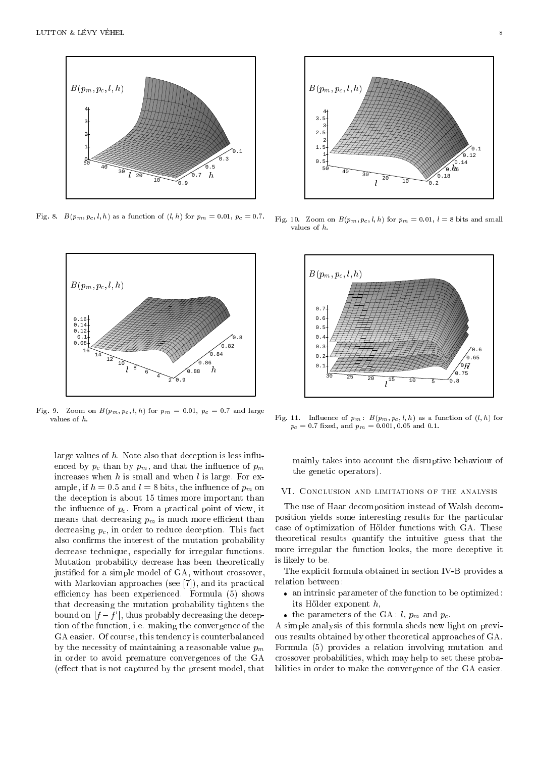$B(p_m, p_c, l, h)$

4
3
2
1
0
50 40 30 $l$ 20 10
0.1 0.3 0.5 0.7 $h$ 0.9

Fig. 8. $B(p_m, p_c, l, h)$ as a function of $(l, h)$ for $p_m = 0.01$, $p_c = 0.7$.

$B(p_m, p_c, l, h)$

4
3.5
3
2.5
2
1.5
1
0.5
50 40 30 20 10
$l$
0.1 0.12 0.14 $h$ 0.16 0.18 0.2

Fig. 10. Zoom on $B(p_m, p_c, l, h)$ for $p_m = 0.01$, $l = 8$ bits and small values of $h$.

$B(p_m, p_c, l, h)$

0.16
0.14
0.12
0.1
0.08
16 14 12 10 $l$ 8 6 4 2
0.8 0.82 0.84 0.86 0.88 $h$ 0.9

Fig. 9. Zoom on $B(p_m, p_c, l, h)$ for $p_m = 0.01$, $p_c = 0.7$ and large values of $h$.

$B(p_m, p_c, l, h)$

0.7
0.6
0.5
0.4
0.3
0.2
0.1
30 25 20 $l$ 15 10 5
0.6 0.65 $h$ 0.7 0.75 0.8

Fig. 11. Influence of $p_m$: $B(p_m, p_c, l, h)$ as a function of $(l, h)$ for $p_c = 0.7$ fixed, and $p_m = 0.001$, $0.05$ and $0.1$.

large values of $h$. Note also that deception is less influenced by $p_c$ than by $p_m$, and that the influence of $p_m$ increases when $h$ is small and when $l$ is large. For example, if $h = 0.5$ and $l = 8$ bits, the influence of $p_m$ on the deception is about 15 times more important than the influence of $p_c$. From a practical point of view, it means that decreasing $p_m$ is much more efficient than decreasing $p_c$, in order to reduce deception. This fact also confirms the interest of the mutation probability decrease technique, especially for irregular functions. Mutation probability decrease has been theoretically justified for a simple model of GA, without crossover, with Markovian approaches (see [7]), and its practical efficiency has been experienced. Formula (5) shows that decreasing the mutation probability tightens the bound on $|f - f'|$, thus probably decreasing the deception of the function, i.e. making the convergence of the GA easier. Of course, this tendency is counterbalanced by the necessity of maintaining a reasonable value $p_m$ in order to avoid premature convergences of the GA (effect that is not captured by the present model, that mainly takes into account the disruptive behaviour of the genetic operators).

## VI. Conclusion and limitations of the analysis

The use of Haar decomposition instead of Walsh decomposition yields some interesting results for the particular case of optimization of Hölder functions with GA. These theoretical results quantify the intuitive guess that the more irregular the function looks, the more deceptive it is likely to be.

The explicit formula obtained in section IV-B provides a relation between:

- an intrinsic parameter of the function to be optimized: its Hölder exponent $h$,
- the parameters of the GA: $l$, $p_m$ and $p_c$.

A simple analysis of this formula sheds new light on previous results obtained by other theoretical approaches of GA. Formula (5) provides a relation involving mutation and crossover probabilities, which may help to set these probabilities in order to make the convergence of the GA easier.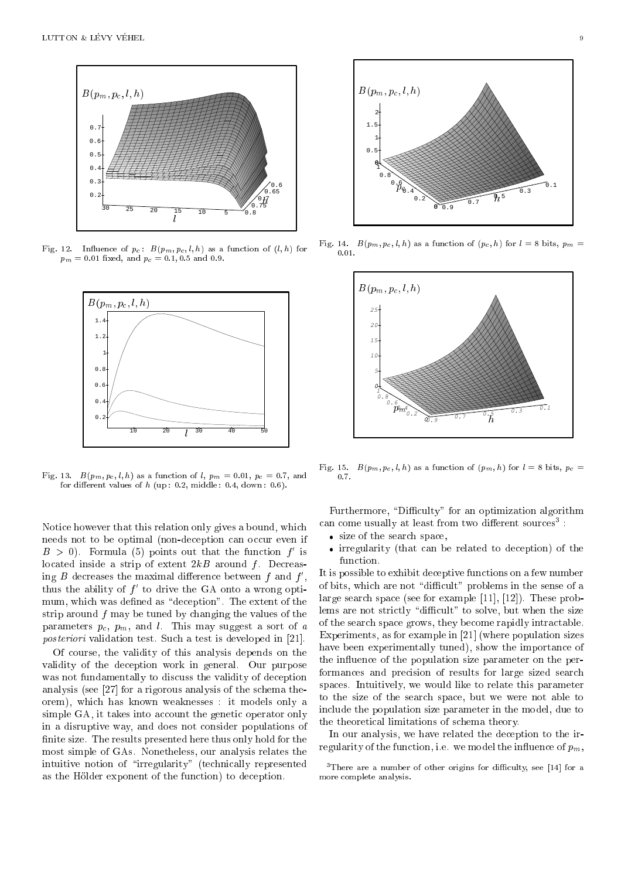$B(p_m, p_c, l, h)$

0.7
0.6
0.5
0.4
0.3
0.2

30 25 20 15 10 5

$l$

0.6
0.65
0.7
0.75
0.8

$H$

Fig. 12. Influence of $p_c$: $B(p_m, p_c, l, h)$ as a function of $(l, h)$ for $p_m = 0.01$ fixed, and $p_c = 0.1, 0.5$ and $0.9$.

$B(p_m, p_c, l, h)$

1.4
1.2
1
0.8
0.6
0.4
0.2

10 20 30 40 50

$l$

Fig. 13. $B(p_m, p_c, l, h)$ as a function of $l$, $p_m = 0.01$, $p_c = 0.7$, and for different values of $h$ (up: 0.2, middle: 0.4, down: 0.6).

$B(p_m, p_c, l, h)$

2
1.5
1
0.5
0

1
0.8
0.6
$p_c$
0.4
0.2
0

0.9 0.7 0.5 0.3 0.1

$h$

Fig. 14. $B(p_m, p_c, l, h)$ as a function of $(p_c, h)$ for $l = 8$ bits, $p_m = 0.01$.

$B(p_m, p_c, l, h)$

25
20
15
10
5
0

1
0.8
0.6
$p_m$
0.4
0.2
0

0.9 0.7 0.5 0.3 0.1

$h$

Fig. 15. $B(p_m, p_c, l, h)$ as a function of $(p_m, h)$ for $l = 8$ bits, $p_c = 0.7$.

Notice however that this relation only gives a bound, which needs not to be optimal (non-deception can occur even if $B > 0$). Formula (5) points out that the function $f'$ is located inside a strip of extent $2kB$ around $f$. Decreasing $B$ decreases the maximal difference between $f$ and $f'$, thus the ability of $f'$ to drive the GA onto a wrong optimum, which was defined as "deception". The extent of the strip around $f$ may be tuned by changing the values of the parameters $p_c$, $p_m$, and $l$. This may suggest a sort of *a posteriori* validation test. Such a test is developed in [21].

Of course, the validity of this analysis depends on the validity of the deception work in general. Our purpose was not fundamentally to discuss the validity of deception analysis (see [27] for a rigorous analysis of the schema theorem), which has known weaknesses : it models only a simple GA, it takes into account the genetic operator only in a disruptive way, and does not consider populations of finite size. The results presented here thus only hold for the most simple of GAs. Nonetheless, our analysis relates the intuitive notion of "irregularity" (technically represented as the Hölder exponent of the function) to deception.

Furthermore, "Difficulty" for an optimization algorithm can come usually at least from two different sources[3] :

- size of the search space,
- irregularity (that can be related to deception) of the function.

It is possible to exhibit deceptive functions on a few number of bits, which are not "difficult" problems in the sense of a large search space (see for example [11], [12]). These problems are not strictly "difficult" to solve, but when the size of the search space grows, they become rapidly intractable. Experiments, as for example in [21] (where population sizes have been experimentally tuned), show the importance of the influence of the population size parameter on the performances and precision of results for large sized search spaces. Intuitively, we would like to relate this parameter to the size of the search space, but we were not able to include the population size parameter in the model, due to the theoretical limitations of schema theory.

In our analysis, we have related the deception to the irregularity of the function, i.e. we model the influence of $p_m$,

[3]There are a number of other origins for difficulty, see [14] for a more complete analysis.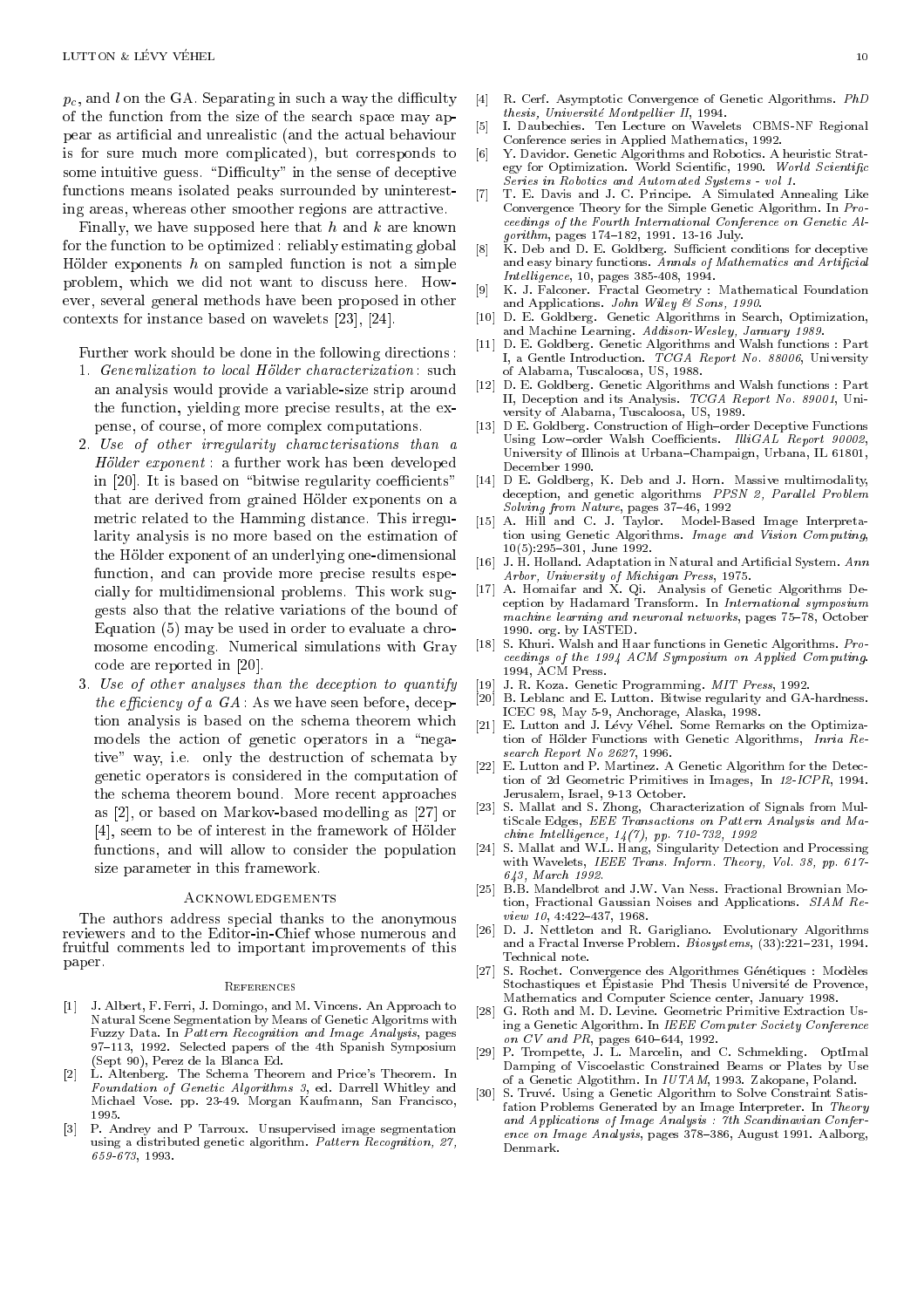$p_c$, and $l$ on the GA. Separating in such a way the difficulty of the function from the size of the search space may appear as artificial and unrealistic (and the actual behaviour is for sure much more complicated), but corresponds to some intuitive guess. "Difficulty" in the sense of deceptive functions means isolated peaks surrounded by uninteresting areas, whereas other smoother regions are attractive.

Finally, we have supposed here that $h$ and $k$ are known for the function to be optimized : reliably estimating global Hölder exponents $h$ on sampled function is not a simple problem, which we did not want to discuss here. However, several general methods have been proposed in other contexts for instance based on wavelets [23], [24].

Further work should be done in the following directions :

1. *Generalization to local Hölder characterization* : such an analysis would provide a variable-size strip around the function, yielding more precise results, at the expense, of course, of more complex computations.
2. *Use of other irregularity characterisations than a Hölder exponent* : a further work has been developed in [20]. It is based on "bitwise regularity coefficients" that are derived from grained Hölder exponents on a metric related to the Hamming distance. This irregularity analysis is no more based on the estimation of the Hölder exponent of an underlying one-dimensional function, and can provide more precise results especially for multidimensional problems. This work suggests also that the relative variations of the bound of Equation (5) may be used in order to evaluate a chromosome encoding. Numerical simulations with Gray code are reported in [20].
3. *Use of other analyses than the deception to quantify the efficiency of a GA* : As we have seen before, deception analysis is based on the schema theorem which models the action of genetic operators in a "negative" way, i.e. only the destruction of schemata by genetic operators is considered in the computation of the schema theorem bound. More recent approaches as [2], or based on Markov-based modelling as [27] or [4], seem to be of interest in the framework of Hölder functions, and will allow to consider the population size parameter in this framework.

## Acknowledgements

The authors address special thanks to the anonymous reviewers and to the Editor-in-Chief whose numerous and fruitful comments led to important improvements of this paper.

## References

[1] J. Albert, F. Ferri, J. Domingo, and M. Vincens. An Approach to Natural Scene Segmentation by Means of Genetic Algoritms with Fuzzy Data. In *Pattern Recognition and Image Analysis*, pages 97–113, 1992. Selected papers of the 4th Spanish Symposium (Sept 90), Perez de la Blanca Ed.

[2] L. Altenberg. The Schema Theorem and Price's Theorem. In *Foundation of Genetic Algorithms 3*, ed. Darrell Whitley and Michael Vose. pp. 23-49. Morgan Kaufmann, San Francisco, 1995.

[3] P. Andrey and P Tarroux. Unsupervised image segmentation using a distributed genetic algorithm. *Pattern Recognition, 27, 659-673*, 1993.

[4] R. Cerf. Asymptotic Convergence of Genetic Algorithms. *PhD thesis, Université Montpellier II*, 1994.

[5] I. Daubechies. Ten Lecture on Wavelets CBMS-NF Regional Conference series in Applied Mathematics, 1992.

[6] Y. Davidor. Genetic Algorithms and Robotics. A heuristic Strategy for Optimization. World Scientific, 1990. *World Scientific Series in Robotics and Automated Systems - vol 1.*

[7] T. E. Davis and J. C. Principe. A Simulated Annealing Like Convergence Theory for the Simple Genetic Algorithm. In *Proceedings of the Fourth International Conference on Genetic Algorithm*, pages 174–182, 1991. 13-16 July.

[8] K. Deb and D. E. Goldberg. Sufficient conditions for deceptive and easy binary functions. *Annals of Mathematics and Artificial Intelligence*, 10, pages 385-408, 1994.

[9] K. J. Falconer. Fractal Geometry : Mathematical Foundation and Applications. *John Wiley & Sons, 1990.*

[10] D. E. Goldberg. Genetic Algorithms in Search, Optimization, and Machine Learning. *Addison-Wesley, January 1989.*

[11] D. E. Goldberg. Genetic Algorithms and Walsh functions : Part I, a Gentle Introduction. *TCGA Report No. 88006*, University of Alabama, Tuscaloosa, US, 1988.

[12] D. E. Goldberg. Genetic Algorithms and Walsh functions : Part II, Deception and its Analysis. *TCGA Report No. 89001*, University of Alabama, Tuscaloosa, US, 1989.

[13] D E. Goldberg. Construction of High–order Deceptive Functions Using Low–order Walsh Coefficients. *IlliGAL Report 90002*, University of Illinois at Urbana–Champaign, Urbana, IL 61801, December 1990.

[14] D E. Goldberg, K. Deb and J. Horn. Massive multimodality, deception, and genetic algorithms *PPSN 2, Parallel Problem Solving from Nature*, pages 37–46, 1992

[15] A. Hill and C. J. Taylor. Model-Based Image Interpretation using Genetic Algorithms. *Image and Vision Computing*, 10(5):295–301, June 1992.

[16] J. H. Holland. Adaptation in Natural and Artificial System. *Ann Arbor, University of Michigan Press*, 1975.

[17] A. Homaifar and X. Qi. Analysis of Genetic Algorithms Deception by Hadamard Transform. In *International symposium machine learning and neuronal networks*, pages 75–78, October 1990. org. by IASTED.

[18] S. Khuri. Walsh and Haar functions in Genetic Algorithms. *Proceedings of the 1994 ACM Symposium on Applied Computing*. 1994, ACM Press.

[19] J. R. Koza. Genetic Programming. *MIT Press*, 1992.

[20] B. Leblanc and E. Lutton. Bitwise regularity and GA-hardness. ICEC 98, May 5-9, Anchorage, Alaska, 1998.

[21] E. Lutton and J. Lévy Véhel. Some Remarks on the Optimization of Hölder Functions with Genetic Algorithms, *Inria Research Report No 2627*, 1996.

[22] E. Lutton and P. Martinez. A Genetic Algorithm for the Detection of 2d Geometric Primitives in Images, In *12-ICPR*, 1994. Jerusalem, Israel, 9-13 October.

[23] S. Mallat and S. Zhong, Characterization of Signals from MultiScale Edges, *EEE Transactions on Pattern Analysis and Machine Intelligence, 14(7), pp. 710-732, 1992*

[24] S. Mallat and W.L. Hang, Singularity Detection and Processing with Wavelets, *IEEE Trans. Inform. Theory, Vol. 38, pp. 617-643, March 1992.*

[25] B.B. Mandelbrot and J.W. Van Ness. Fractional Brownian Motion, Fractional Gaussian Noises and Applications. *SIAM Review 10*, 4:422–437, 1968.

[26] D. J. Nettleton and R. Garigliano. Evolutionary Algorithms and a Fractal Inverse Problem. *Biosystems*, (33):221–231, 1994. Technical note.

[27] S. Rochet. Convergence des Algorithmes Génétiques : Modèles Stochastiques et Épistasie Phd Thesis Université de Provence, Mathematics and Computer Science center, January 1998.

[28] G. Roth and M. D. Levine. Geometric Primitive Extraction Using a Genetic Algorithm. In *IEEE Computer Society Conference on CV and PR*, pages 640–644, 1992.

[29] P. Trompette, J. L. Marcelin, and C. Schmelding. OptImal Damping of Viscoelastic Constrained Beams or Plates by Use of a Genetic Algotithm. In *IUTAM*, 1993. Zakopane, Poland.

[30] S. Truvé. Using a Genetic Algorithm to Solve Constraint Satisfation Problems Generated by an Image Interpreter. In *Theory and Applications of Image Analysis : 7th Scandinavian Conference on Image Analysis*, pages 378–386, August 1991. Aalborg, Denmark.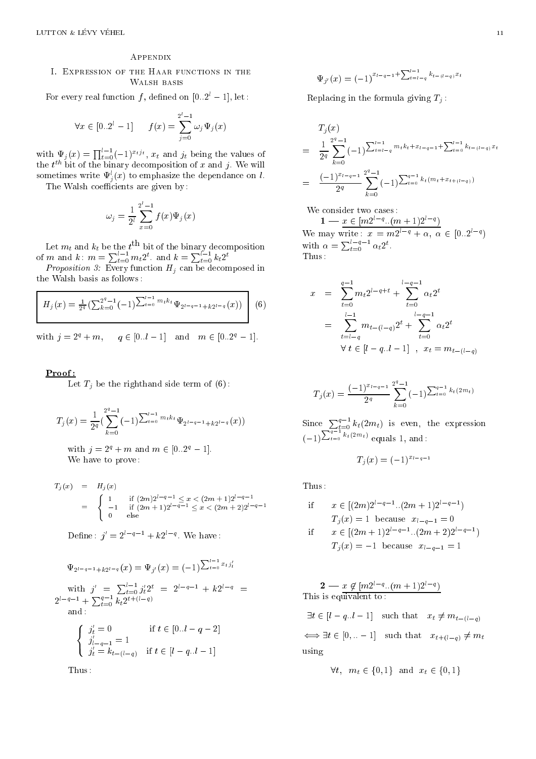# Appendix

## I. Expression of the Haar functions in the Walsh basis

For every real function $f$, defined on $[0..2^l-1]$, let :

$$\forall x \in [0..2^l-1] \qquad f(x) = \sum_{j=0}^{2^l-1} \omega_j \Psi_j(x)$$

with $\Psi_j(x) = \prod_{t=0}^{l-1}(-1)^{x_t j_t}$, $x_t$ and $j_t$ being the values of the $t^{th}$ bit of the binary decomposition of $x$ and $j$. We will sometimes write $\Psi_j^l(x)$ to emphasize the dependance on $l$.

The Walsh coefficients are given by :

$$\omega_j = \frac{1}{2^l}\sum_{x=0}^{2^l-1} f(x)\Psi_j(x)$$

Let $m_t$ and $k_t$ be the $t^{\text{th}}$ bit of the binary decomposition of $m$ and $k$ : $m = \sum_{t=0}^{l-1} m_t 2^t$. and $k = \sum_{t=0}^{l-1} k_t 2^t$

*Proposition 3:* Every function $H_j$ can be decomposed in the Walsh basis as follows :

$$H_j(x) = \frac{1}{2^q}\Big(\sum_{k=0}^{2^q-1}(-1)^{\sum_{t=0}^{l-1} m_t k_t}\Psi_{2^{l-q-1}+k2^{l-q}}(x)\Big) \qquad (6)$$

with $j = 2^q + m, \quad q \in [0..l-1]$ and $m \in [0..2^q-1]$.

**Proof :**

Let $T_j$ be the righthand side term of (6) :

$$T_j(x) = \frac{1}{2^q}\Big(\sum_{k=0}^{2^q-1}(-1)^{\sum_{t=0}^{l-1} m_t k_t}\Psi_{2^{l-q-1}+k2^{l-q}}(x)\Big)$$

with $j = 2^q + m$ and $m \in [0..2^q-1]$.

We have to prove:

$$\begin{aligned} T_j(x) &= H_j(x) \\ &= \begin{cases} 1 & \text{if } (2m)2^{l-q-1} \le x < (2m+1)2^{l-q-1} \\ -1 & \text{if } (2m+1)2^{l-q-1} \le x < (2m+2)2^{l-q-1} \\ 0 & \text{else} \end{cases} \end{aligned}$$

Define : $j' = 2^{l-q-1} + k2^{l-q}$. We have :

$$\Psi_{2^{l-q-1}+k2^{l-q}}(x) = \Psi_{j'}(x) = (-1)^{\sum_{t=0}^{l-1} x_t j'_t}$$

with $j' = \sum_{t=0}^{l-1} j'_t 2^t = 2^{l-q-1} + k2^{l-q} = 2^{l-q-1} + \sum_{t=0}^{q-1} k_t 2^{t+(l-q)}$

and :

$$\begin{cases} j'_t = 0 & \text{if } t \in [0..l-q-2] \\ j'_{l-q-1} = 1 & \\ j'_t = k_{t-(l-q)} & \text{if } t \in [l-q..l-1] \end{cases}$$

Thus :

$$\Psi_{j'}(x) = (-1)^{x_{l-q-1} + \sum_{t=l-q}^{l-1} k_{t-(l-q)} x_t}$$

Replacing in the formula giving $T_j$ :

$$\begin{aligned} & T_j(x) \\ = \; & \frac{1}{2^q}\sum_{k=0}^{2^q-1}(-1)^{\sum_{t=l-q}^{l-1} m_t k_t + x_{l-q-1} + \sum_{t=0}^{l-1} k_{t-(l-q)} x_t} \\ = \; & \frac{(-1)^{x_{l-q-1}}}{2^q}\sum_{k=0}^{2^q-1}(-1)^{\sum_{t=0}^{q-1} k_t(m_t + x_{t+(l-q)})} \end{aligned}$$

We consider two cases :

**1** — $x \in [m2^{l-q}..(m+1)2^{l-q})$

We may write : $x = m2^{l-q} + \alpha$, $\alpha \in [0..2^{l-q})$ with $\alpha = \sum_{t=0}^{l-q-1} \alpha_t 2^t$.

Thus :

$$\begin{aligned} x &= \sum_{t=0}^{q-1} m_t 2^{l-q+t} + \sum_{t=0}^{l-q-1} \alpha_t 2^t \\ &= \sum_{t=l-q}^{l-1} m_{t-(l-q)} 2^t + \sum_{t=0}^{l-q-1} \alpha_t 2^t \\ & \forall\, t \in [l-q..l-1] \;\;,\;\; x_t = m_{t-(l-q)} \end{aligned}$$

$$T_j(x) = \frac{(-1)^{x_{l-q-1}}}{2^q}\sum_{k=0}^{2^q-1}(-1)^{\sum_{t=0}^{q-1} k_t(2m_t)}$$

Since $\sum_{t=0}^{q-1} k_t(2m_t)$ is even, the expression $(-1)^{\sum_{t=0}^{q-1} k_t(2m_t)}$ equals 1, and :

$$T_j(x) = (-1)^{x_{l-q-1}}$$

Thus :

$$\begin{aligned} \text{if} \quad & x \in [(2m)2^{l-q-1}..(2m+1)2^{l-q-1}) \\ & T_j(x) = 1 \;\text{ because }\; x_{l-q-1} = 0 \\ \text{if} \quad & x \in [(2m+1)2^{l-q-1}..(2m+2)2^{l-q-1}) \\ & T_j(x) = -1 \;\text{ because }\; x_{l-q-1} = 1 \end{aligned}$$

**2** — $x \notin [m2^{l-q}..(m+1)2^{l-q})$

This is equivalent to :

$$\exists t \in [l-q..l-1] \quad \text{such that} \quad x_t \neq m_{t-(l-q)}$$

$$\iff \exists t \in [0,..-1] \quad \text{such that} \quad x_{t+(l-q)} \neq m_t$$

using

$$\forall t,\;\; m_t \in \{0,1\} \;\text{ and }\; x_t \in \{0,1\}$$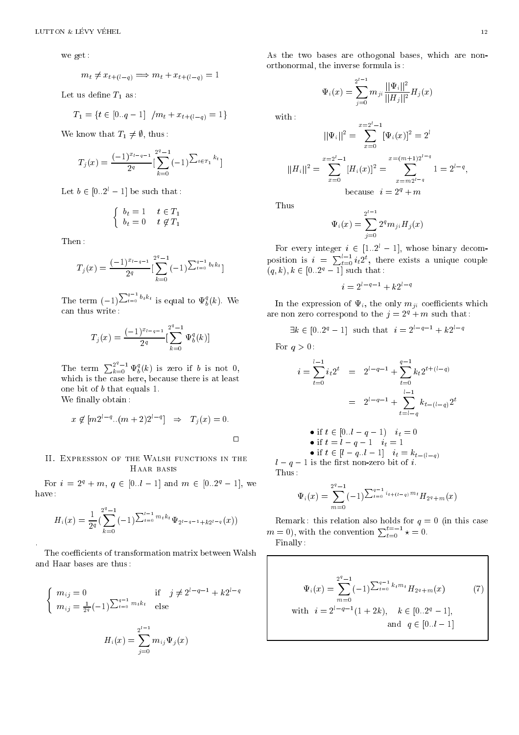we get :

$$m_t \neq x_{t+(l-q)} \Longrightarrow m_t + x_{t+(l-q)} = 1$$

Let us define $T_1$ as :

$$T_1 = \{t \in [0..q-1] \ \ / m_t + x_{t+(l-q)} = 1\}$$

We know that $T_1 \neq \emptyset$, thus :

$$T_j(x) = \frac{(-1)^{x_{l-q-1}}}{2^q}[\sum_{k=0}^{2^q-1}(-1)^{\sum_{t \in T_1} k_t}]$$

Let $b \in [0..2^l - 1]$ be such that :

$$\begin{cases} b_t = 1 & t \in T_1 \\ b_t = 0 & t \notin T_1 \end{cases}$$

Then :

$$T_j(x) = \frac{(-1)^{x_{l-q-1}}}{2^q}[\sum_{k=0}^{2^q-1}(-1)^{\sum_{t=0}^{q-1} b_t k_t}]$$

The term $(-1)^{\sum_{t=0}^{q-1} b_t k_t}$ is equal to $\Psi_b^q(k)$. We can thus write :

$$T_j(x) = \frac{(-1)^{x_{l-q-1}}}{2^q}[\sum_{k=0}^{2^q-1}\Psi_b^q(k)]$$

The term $\sum_{k=0}^{2^q-1}\Psi_b^q(k)$ is zero if $b$ is not 0, which is the case here, because there is at least one bit of $b$ that equals 1.
We finally obtain :

$$x \notin [m2^{l-q}..(m+2)2^{l-q}] \quad \Rightarrow \quad T_j(x) = 0.$$

□

## II. Expression of the Walsh functions in the Haar basis

For $i = 2^q + m$, $q \in [0..l-1]$ and $m \in [0..2^q - 1]$, we have :

$$H_i(x) = \frac{1}{2^q}(\sum_{k=0}^{2^q-1}(-1)^{\sum_{t=0}^{l-1} m_t k_t}\Psi_{2^{l-q-1}+k2^{l-q}}(x))$$

.

The coefficients of transformation matrix between Walsh and Haar bases are thus :

$$\begin{cases} m_{ij} = 0 & \text{if} \quad j \neq 2^{l-q-1} + k2^{l-q} \\ m_{ij} = \frac{1}{2^q}(-1)^{\sum_{t=0}^{q-1} m_t k_t} & \text{else} \end{cases}$$

$$H_i(x) = \sum_{j=0}^{2^l-1} m_{ij}\Psi_j(x)$$

As the two bases are othogonal bases, which are non-orthonormal, the inverse formula is :

$$\Psi_i(x) = \sum_{j=0}^{2^l-1} m_{ji}\frac{||\Psi_i||^2}{||H_j||^2}H_j(x)$$

with :

$$||\Psi_i||^2 = \sum_{x=0}^{x=2^l-1}[\Psi_i(x)]^2 = 2^l$$

$$||H_i||^2 = \sum_{x=0}^{x=2^l-1}[H_i(x)]^2 = \sum_{x=m2^{l-q}}^{x=(m+1)2^{l-q}} 1 = 2^{l-q},$$

$$\text{because} \quad i = 2^q + m$$

Thus

$$\Psi_i(x) = \sum_{j=0}^{2^l-1} 2^q m_{ji} H_j(x)$$

For every integer $i \in [1..2^l - 1]$, whose binary decomposition is $i = \sum_{t=0}^{l-1} i_t 2^t$, there exists a unique couple $(q, k), k \in [0..2^q - 1]$ such that :

$$i = 2^{l-q-1} + k2^{l-q}$$

In the expression of $\Psi_i$, the only $m_{ji}$ coefficients which are non zero correspond to the $j = 2^q + m$ such that :

$$\exists k \in [0..2^q - 1] \ \text{ such that } \ i = 2^{l-q-1} + k2^{l-q}$$

For $q > 0$ :

$$\begin{aligned} i = \sum_{t=0}^{l-1} i_t 2^t &= 2^{l-q-1} + \sum_{t=0}^{q-1} k_t 2^{t+(l-q)} \\ &= 2^{l-q-1} + \sum_{t=l-q}^{l-1} k_{t-(l-q)} 2^t \end{aligned}$$

- if $t \in [0..l-q-1) \quad i_t = 0$
- if $t = l - q - 1 \quad i_t = 1$
- if $t \in [l-q..l-1] \quad i_t = k_{t-(l-q)}$

$l - q - 1$ is the first non-zero bit of $i$.
Thus :

$$\Psi_i(x) = \sum_{m=0}^{2^q-1}(-1)^{\sum_{t=0}^{q-1} i_{t+(l-q)} m_t} H_{2^q+m}(x)$$

Remark : this relation also holds for $q = 0$ (in this case $m = 0$), with the convention $\sum_{t=0}^{t=-1} \star = 0$.
Finally :

$$\Psi_i(x) = \sum_{m=0}^{2^q-1}(-1)^{\sum_{t=0}^{q-1} k_t m_t} H_{2^q+m}(x) \tag{7}$$

$$\text{with} \quad i = 2^{l-q-1}(1 + 2k), \quad k \in [0..2^q - 1], \quad \text{and} \quad q \in [0..l-1]$$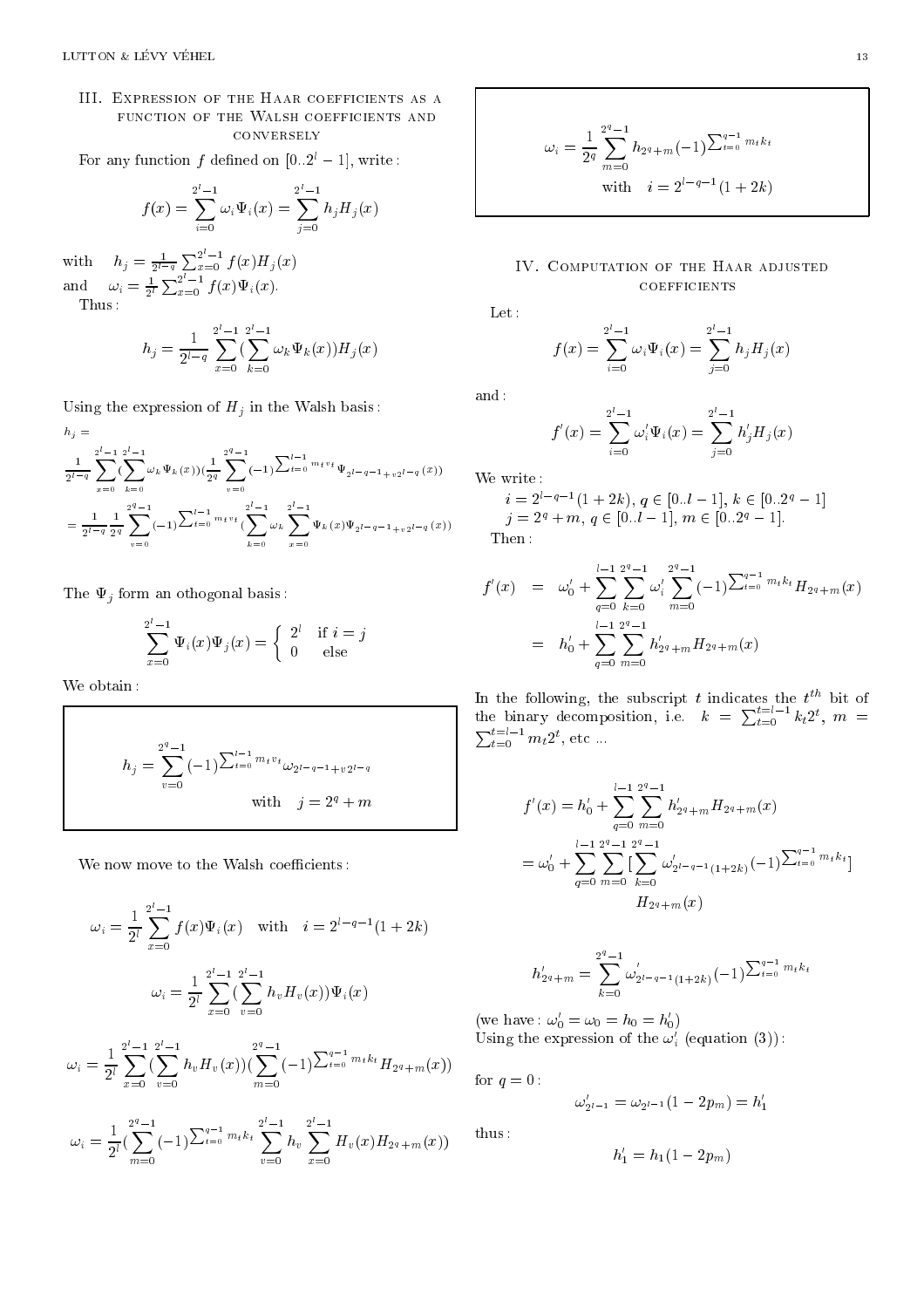## III. Expression of the Haar coefficients as a function of the Walsh coefficients and conversely

For any function $f$ defined on $[0..2^l-1]$, write :

$$f(x) = \sum_{i=0}^{2^l-1} \omega_i \Psi_i(x) = \sum_{j=0}^{2^l-1} h_j H_j(x)$$

with $\quad h_j = \frac{1}{2^{l-q}} \sum_{x=0}^{2^l-1} f(x) H_j(x)$
and $\quad \omega_i = \frac{1}{2^l} \sum_{x=0}^{2^l-1} f(x) \Psi_i(x)$.

Thus :

$$h_j = \frac{1}{2^{l-q}} \sum_{x=0}^{2^l-1} (\sum_{k=0}^{2^l-1} \omega_k \Psi_k(x)) H_j(x)$$

Using the expression of $H_j$ in the Walsh basis :

$$h_j =$$

$$\frac{1}{2^{l-q}} \sum_{x=0}^{2^l-1} (\sum_{k=0}^{2^l-1} \omega_k \Psi_k(x)) (\frac{1}{2^q} \sum_{v=0}^{2^q-1} (-1)^{\sum_{t=0}^{l-1} m_t v_t} \Psi_{2^{l-q-1}+v2^{l-q}}(x))$$

$$= \frac{1}{2^{l-q}} \frac{1}{2^q} \sum_{v=0}^{2^q-1} (-1)^{\sum_{t=0}^{l-1} m_t v_t} (\sum_{k=0}^{2^l-1} \omega_k \sum_{x=0}^{2^l-1} \Psi_k(x) \Psi_{2^{l-q-1}+v2^{l-q}}(x))$$

The $\Psi_j$ form an othogonal basis :

$$\sum_{x=0}^{2^l-1} \Psi_i(x) \Psi_j(x) = \begin{cases} 2^l & \text{if } i = j \\ 0 & \text{else} \end{cases}$$

We obtain :

$$h_j = \sum_{v=0}^{2^q-1} (-1)^{\sum_{t=0}^{l-1} m_t v_t} \omega_{2^{l-q-1}+v2^{l-q}} \quad \text{with} \quad j = 2^q + m$$

We now move to the Walsh coefficients :

$$\omega_i = \frac{1}{2^l} \sum_{x=0}^{2^l-1} f(x) \Psi_i(x) \quad \text{with} \quad i = 2^{l-q-1}(1+2k)$$

$$\omega_i = \frac{1}{2^l} \sum_{x=0}^{2^l-1} (\sum_{v=0}^{2^l-1} h_v H_v(x)) \Psi_i(x)$$

$$\omega_i = \frac{1}{2^l} \sum_{x=0}^{2^l-1} (\sum_{v=0}^{2^l-1} h_v H_v(x)) (\sum_{m=0}^{2^q-1} (-1)^{\sum_{t=0}^{q-1} m_t k_t} H_{2^q+m}(x))$$

$$\omega_i = \frac{1}{2^l} (\sum_{m=0}^{2^q-1} (-1)^{\sum_{t=0}^{q-1} m_t k_t} \sum_{v=0}^{2^l-1} h_v \sum_{x=0}^{2^l-1} H_v(x) H_{2^q+m}(x))$$

$$\omega_i = \frac{1}{2^q} \sum_{m=0}^{2^q-1} h_{2^q+m} (-1)^{\sum_{t=0}^{q-1} m_t k_t} \quad \text{with} \quad i = 2^{l-q-1}(1+2k)$$

## IV. Computation of the Haar adjusted coefficients

Let :

$$f(x) = \sum_{i=0}^{2^l-1} \omega_i \Psi_i(x) = \sum_{j=0}^{2^l-1} h_j H_j(x)$$

and :

$$f'(x) = \sum_{i=0}^{2^l-1} \omega'_i \Psi_i(x) = \sum_{j=0}^{2^l-1} h'_j H_j(x)$$

We write :

$i = 2^{l-q-1}(1+2k)$, $q \in [0..l-1]$, $k \in [0..2^q-1]$
$j = 2^q + m$, $q \in [0..l-1]$, $m \in [0..2^q-1]$.

Then :

$$\begin{aligned} f'(x) &= \omega'_0 + \sum_{q=0}^{l-1} \sum_{k=0}^{2^q-1} \omega'_i \sum_{m=0}^{2^q-1} (-1)^{\sum_{t=0}^{q-1} m_t k_t} H_{2^q+m}(x) \\ &= h'_0 + \sum_{q=0}^{l-1} \sum_{m=0}^{2^q-1} h'_{2^q+m} H_{2^q+m}(x) \end{aligned}$$

In the following, the subscript $t$ indicates the $t^{th}$ bit of the binary decomposition, i.e. $k = \sum_{t=0}^{t=l-1} k_t 2^t$, $m = \sum_{t=0}^{t=l-1} m_t 2^t$, etc ...

$$f'(x) = h'_0 + \sum_{q=0}^{l-1} \sum_{m=0}^{2^q-1} h'_{2^q+m} H_{2^q+m}(x)$$

$$= \omega'_0 + \sum_{q=0}^{l-1} \sum_{m=0}^{2^q-1} [\sum_{k=0}^{2^q-1} \omega'_{2^{l-q-1}(1+2k)} (-1)^{\sum_{t=0}^{q-1} m_t k_t}] H_{2^q+m}(x)$$

$$h'_{2^q+m} = \sum_{k=0}^{2^q-1} \omega'_{2^{l-q-1}(1+2k)} (-1)^{\sum_{t=0}^{q-1} m_t k_t}$$

(we have : $\omega'_0 = \omega_0 = h_0 = h'_0$)
Using the expression of the $\omega'_i$ (equation (3)) :

for $q = 0$ :

$$\omega'_{2^{l-1}} = \omega_{2^{l-1}}(1 - 2p_m) = h'_1$$

thus :

$$h'_1 = h_1(1 - 2p_m)$$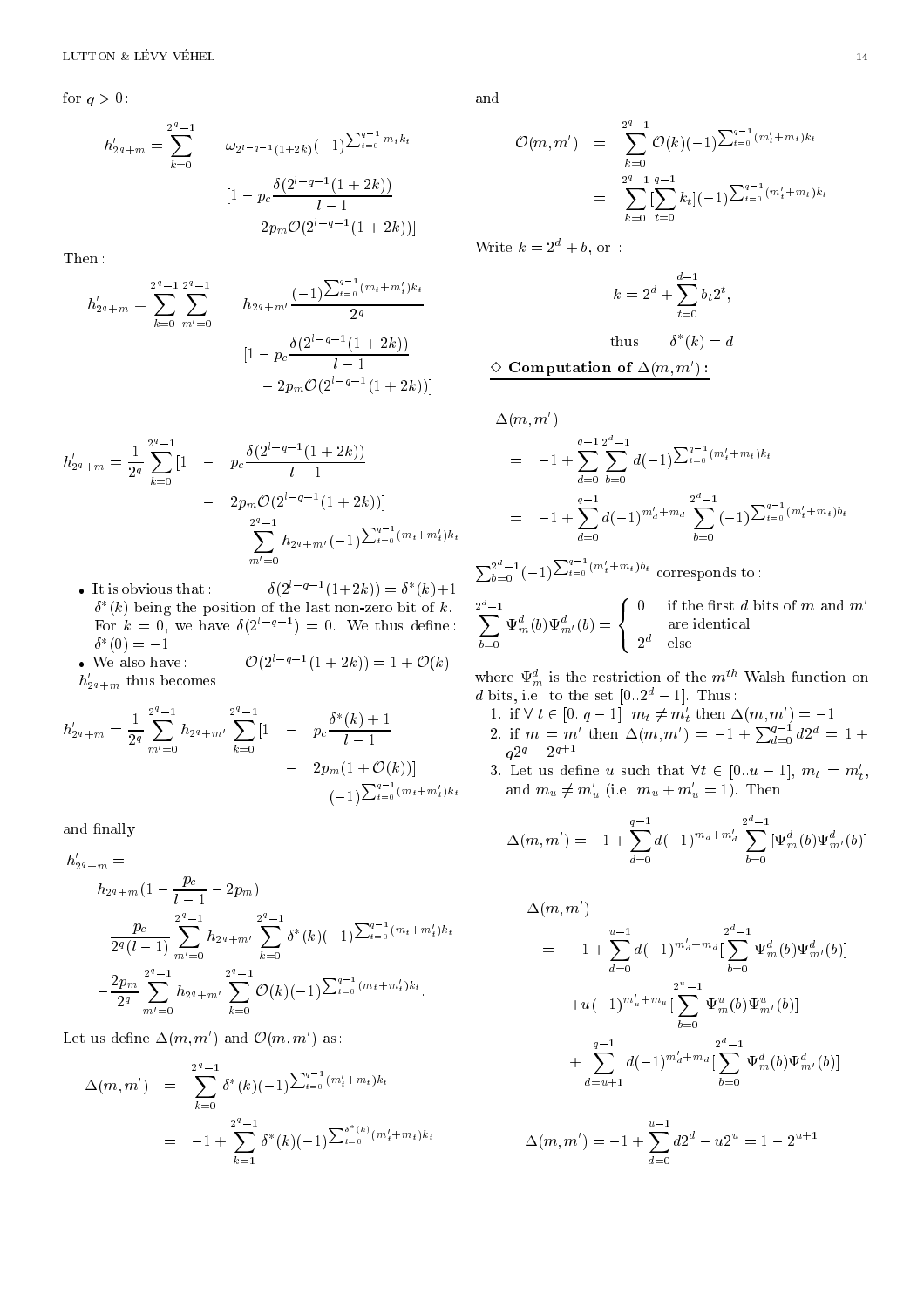for $q > 0$:

$$h'_{2^q+m} = \sum_{k=0}^{2^q-1} \omega_{2^{l-q-1}(1+2k)} (-1)^{\sum_{t=0}^{q-1} m_t k_t} \left[1 - p_c \frac{\delta(2^{l-q-1}(1+2k))}{l-1} - 2p_m \mathcal{O}(2^{l-q-1}(1+2k))\right]$$

Then:

$$h'_{2^q+m} = \sum_{k=0}^{2^q-1} \sum_{m'=0}^{2^q-1} h_{2^q+m'} \frac{(-1)^{\sum_{t=0}^{q-1}(m_t+m'_t)k_t}}{2^q} \left[1 - p_c \frac{\delta(2^{l-q-1}(1+2k))}{l-1} - 2p_m \mathcal{O}(2^{l-q-1}(1+2k))\right]$$

$$h'_{2^q+m} = \frac{1}{2^q} \sum_{k=0}^{2^q-1} \left[1 - p_c \frac{\delta(2^{l-q-1}(1+2k))}{l-1} - 2p_m \mathcal{O}(2^{l-q-1}(1+2k))\right] \sum_{m'=0}^{2^q-1} h_{2^q+m'} (-1)^{\sum_{t=0}^{q-1}(m_t+m'_t)k_t}$$

- It is obvious that: $\delta(2^{l-q-1}(1+2k)) = \delta^*(k)+1$ $\delta^*(k)$ being the position of the last non-zero bit of $k$. For $k=0$, we have $\delta(2^{l-q-1}) = 0$. We thus define: $\delta^*(0) = -1$
- We also have: $\mathcal{O}(2^{l-q-1}(1+2k)) = 1 + \mathcal{O}(k)$

$h'_{2^q+m}$ thus becomes:

$$h'_{2^q+m} = \frac{1}{2^q} \sum_{m'=0}^{2^q-1} h_{2^q+m'} \sum_{k=0}^{2^q-1} \left[1 - p_c \frac{\delta^*(k)+1}{l-1} - 2p_m(1+\mathcal{O}(k))\right] (-1)^{\sum_{t=0}^{q-1}(m_t+m'_t)k_t}$$

and finally:

$$\begin{aligned}
h'_{2^q+m} = {} & h_{2^q+m}\left(1 - \frac{p_c}{l-1} - 2p_m\right) \\
& - \frac{p_c}{2^q(l-1)} \sum_{m'=0}^{2^q-1} h_{2^q+m'} \sum_{k=0}^{2^q-1} \delta^*(k)(-1)^{\sum_{t=0}^{q-1}(m_t+m'_t)k_t} \\
& - \frac{2p_m}{2^q} \sum_{m'=0}^{2^q-1} h_{2^q+m'} \sum_{k=0}^{2^q-1} \mathcal{O}(k)(-1)^{\sum_{t=0}^{q-1}(m_t+m'_t)k_t}.
\end{aligned}$$

Let us define $\Delta(m,m')$ and $\mathcal{O}(m,m')$ as:

$$\begin{aligned}
\Delta(m,m') &= \sum_{k=0}^{2^q-1} \delta^*(k)(-1)^{\sum_{t=0}^{q-1}(m'_t+m_t)k_t} \\
&= -1 + \sum_{k=1}^{2^q-1} \delta^*(k)(-1)^{\sum_{t=0}^{\delta^*(k)}(m'_t+m_t)k_t}
\end{aligned}$$

and

$$\begin{aligned}
\mathcal{O}(m,m') &= \sum_{k=0}^{2^q-1} \mathcal{O}(k)(-1)^{\sum_{t=0}^{q-1}(m'_t+m_t)k_t} \\
&= \sum_{k=0}^{2^q-1} \left[\sum_{t=0}^{q-1} k_t\right](-1)^{\sum_{t=0}^{q-1}(m'_t+m_t)k_t}
\end{aligned}$$

Write $k = 2^d + b$, or :

$$k = 2^d + \sum_{t=0}^{d-1} b_t 2^t,$$

$$\text{thus} \quad \delta^*(k) = d$$

$\diamond$ **Computation of $\Delta(m,m')$ :**

$$\begin{aligned}
\Delta(m,m') &= -1 + \sum_{d=0}^{q-1} \sum_{b=0}^{2^d-1} d(-1)^{\sum_{t=0}^{q-1}(m'_t+m_t)k_t} \\
&= -1 + \sum_{d=0}^{q-1} d(-1)^{m'_d+m_d} \sum_{b=0}^{2^d-1} (-1)^{\sum_{t=0}^{q-1}(m'_t+m_t)b_t}
\end{aligned}$$

$\sum_{b=0}^{2^d-1}(-1)^{\sum_{t=0}^{q-1}(m'_t+m_t)b_t}$ corresponds to:

$$\sum_{b=0}^{2^d-1} \Psi^d_m(b)\Psi^d_{m'}(b) = \begin{cases} 0 & \text{if the first } d \text{ bits of } m \text{ and } m' \\ & \text{are identical} \\ 2^d & \text{else} \end{cases}$$

where $\Psi^d_m$ is the restriction of the $m^{th}$ Walsh function on $d$ bits, i.e. to the set $[0..2^d-1]$. Thus:

1. if $\forall\, t \in [0..q-1]$ $m_t \neq m'_t$ then $\Delta(m,m') = -1$
2. if $m = m'$ then $\Delta(m,m') = -1 + \sum_{d=0}^{q-1} d2^d = 1 + q2^q - 2^{q+1}$
3. Let us define $u$ such that $\forall t \in [0..u-1]$, $m_t = m'_t$, and $m_u \neq m'_u$ (i.e. $m_u + m'_u = 1$). Then:

$$\Delta(m,m') = -1 + \sum_{d=0}^{q-1} d(-1)^{m_d+m'_d} \sum_{b=0}^{2^d-1} [\Psi^d_m(b)\Psi^d_{m'}(b)]$$

$$\begin{aligned}
\Delta(m,m') &= -1 + \sum_{d=0}^{u-1} d(-1)^{m'_d+m_d}\left[\sum_{b=0}^{2^d-1} \Psi^d_m(b)\Psi^d_{m'}(b)\right] \\
&\quad + u(-1)^{m'_u+m_u}\left[\sum_{b=0}^{2^u-1} \Psi^u_m(b)\Psi^u_{m'}(b)\right] \\
&\quad + \sum_{d=u+1}^{q-1} d(-1)^{m'_d+m_d}\left[\sum_{b=0}^{2^d-1} \Psi^d_m(b)\Psi^d_{m'}(b)\right]
\end{aligned}$$

$$\Delta(m,m') = -1 + \sum_{d=0}^{u-1} d2^d - u2^u = 1 - 2^{u+1}$$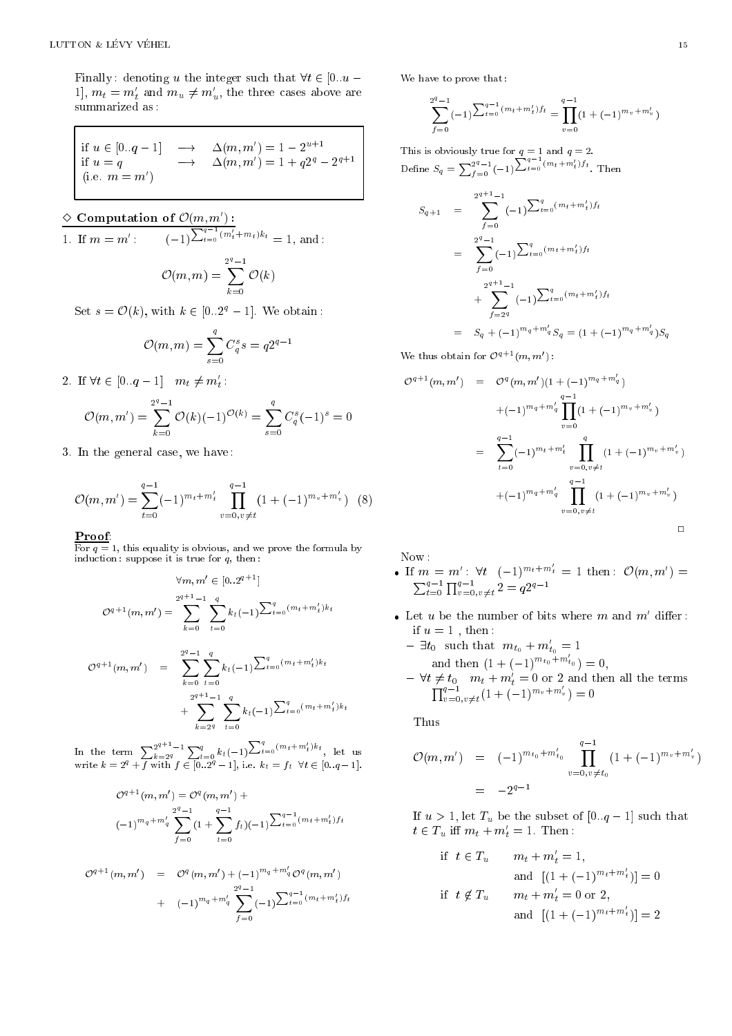Finally: denoting $u$ the integer such that $\forall t \in [0..u-1]$, $m_t = m'_t$ and $m_u \neq m'_u$, the three cases above are summarized as:

$$
\begin{array}{lll}
\text{if } u \in [0..q-1] & \longrightarrow & \Delta(m,m') = 1 - 2^{u+1} \\
\text{if } u = q & \longrightarrow & \Delta(m,m') = 1 + q2^q - 2^{q+1} \\
\text{(i.e. } m = m') & &
\end{array}
$$

### ◇ Computation of $\mathcal{O}(m,m')$:

1. If $m = m'$: $\quad (-1)^{\sum_{t=0}^{q-1}(m'_t + m_t)k_t} = 1$, and:

$$\mathcal{O}(m,m) = \sum_{k=0}^{2^q-1} \mathcal{O}(k)$$

   Set $s = \mathcal{O}(k)$, with $k \in [0..2^q-1]$. We obtain:

$$\mathcal{O}(m,m) = \sum_{s=0}^{q} C_q^s s = q2^{q-1}$$

2. If $\forall t \in [0..q-1] \quad m_t \neq m'_t$:

$$\mathcal{O}(m,m') = \sum_{k=0}^{2^q-1} \mathcal{O}(k)(-1)^{\mathcal{O}(k)} = \sum_{s=0}^{q} C_q^s (-1)^s = 0$$

3. In the general case, we have:

$$\mathcal{O}(m,m') = \sum_{t=0}^{q-1} (-1)^{m_t + m'_t} \prod_{v=0, v\neq t}^{q-1} (1 + (-1)^{m_v + m'_v}) \quad (8)$$

**Proof**:
For $q = 1$, this equality is obvious, and we prove the formula by induction: suppose it is true for $q$, then:

$$\forall m, m' \in [0..2^{q+1}]$$

$$\mathcal{O}^{q+1}(m,m') = \sum_{k=0}^{2^{q+1}-1} \sum_{t=0}^{q} k_t (-1)^{\sum_{t=0}^{q}(m_t + m'_t)k_t}$$

$$
\begin{aligned}
\mathcal{O}^{q+1}(m,m') &= \sum_{k=0}^{2^q-1} \sum_{t=0}^{q} k_t (-1)^{\sum_{t=0}^{q}(m_t + m'_t)k_t} \\
&\quad + \sum_{k=2^q}^{2^{q+1}-1} \sum_{t=0}^{q} k_t (-1)^{\sum_{t=0}^{q}(m_t + m'_t)k_t}
\end{aligned}
$$

In the term $\sum_{k=2^q}^{2^{q+1}-1} \sum_{t=0}^{q} k_t (-1)^{\sum_{t=0}^{q}(m_t + m'_t)k_t}$, let us write $k = 2^q + f$ with $f \in [0..2^q-1]$, i.e. $k_t = f_t \ \ \forall t \in [0..q-1]$.

$$
\begin{aligned}
&\mathcal{O}^{q+1}(m,m') = \mathcal{O}^q(m,m') + \\
&(-1)^{m_q + m'_q} \sum_{f=0}^{2^q-1} (1 + \sum_{t=0}^{q-1} f_t)(-1)^{\sum_{t=0}^{q-1}(m_t + m'_t)f_t}
\end{aligned}
$$

$$
\begin{aligned}
\mathcal{O}^{q+1}(m,m') &= \mathcal{O}^q(m,m') + (-1)^{m_q + m'_q}\mathcal{O}^q(m,m') \\
&\quad + (-1)^{m_q + m'_q} \sum_{f=0}^{2^q-1} (-1)^{\sum_{t=0}^{q-1}(m_t + m'_t)f_t}
\end{aligned}
$$

We have to prove that:

$$\sum_{f=0}^{2^q-1} (-1)^{\sum_{t=0}^{q-1}(m_t + m'_t)f_t} = \prod_{v=0}^{q-1}(1 + (-1)^{m_v + m'_v})$$

This is obviously true for $q = 1$ and $q = 2$.
Define $S_q = \sum_{f=0}^{2^q-1}(-1)^{\sum_{t=0}^{q-1}(m_t + m'_t)f_t}$. Then

$$
\begin{aligned}
S_{q+1} &= \sum_{f=0}^{2^{q+1}-1} (-1)^{\sum_{t=0}^{q}(m_t + m'_t)f_t} \\
&= \sum_{f=0}^{2^q-1} (-1)^{\sum_{t=0}^{q}(m_t + m'_t)f_t} \\
&\quad + \sum_{f=2^q}^{2^{q+1}-1} (-1)^{\sum_{t=0}^{q}(m_t + m'_t)f_t} \\
&= S_q + (-1)^{m_q + m'_q} S_q = (1 + (-1)^{m_q + m'_q}) S_q
\end{aligned}
$$

We thus obtain for $\mathcal{O}^{q+1}(m,m')$:

$$
\begin{aligned}
\mathcal{O}^{q+1}(m,m') &= \mathcal{O}^q(m,m')(1 + (-1)^{m_q + m'_q}) \\
&\quad + (-1)^{m_q + m'_q} \prod_{v=0}^{q-1}(1 + (-1)^{m_v + m'_v}) \\
&= \sum_{t=0}^{q-1} (-1)^{m_t + m'_t} \prod_{v=0, v\neq t}^{q} (1 + (-1)^{m_v + m'_v}) \\
&\quad + (-1)^{m_q + m'_q} \prod_{v=0, v\neq t}^{q-1} (1 + (-1)^{m_v + m'_v})
\end{aligned}
$$

□

Now:

- If $m = m'$: $\forall t \quad (-1)^{m_t + m'_t} = 1$ then: $\mathcal{O}(m,m') = \sum_{t=0}^{q-1} \prod_{v=0, v\neq t}^{q-1} 2 = q2^{q-1}$
- Let $u$ be the number of bits where $m$ and $m'$ differ: if $u = 1$, then:
  - $\exists t_0$ such that $m_{t_0} + m'_{t_0} = 1$ and then $(1 + (-1)^{m_{t_0} + m'_{t_0}}) = 0$,
  - $\forall t \neq t_0 \quad m_t + m'_t = 0$ or $2$ and then all the terms $\prod_{v=0, v\neq t}^{q-1}(1 + (-1)^{m_v + m'_v}) = 0$

  Thus

$$
\begin{aligned}
\mathcal{O}(m,m') &= (-1)^{m_{t_0} + m'_{t_0}} \prod_{v=0, v\neq t_0}^{q-1} (1 + (-1)^{m_v + m'_v}) \\
&= -2^{q-1}
\end{aligned}
$$

  If $u > 1$, let $T_u$ be the subset of $[0..q-1]$ such that $t \in T_u$ iff $m_t + m'_t = 1$. Then:

$$
\begin{array}{ll}
\text{if } \ t \in T_u & m_t + m'_t = 1, \\
 & \text{and } \ [(1 + (-1)^{m_t + m'_t})] = 0 \\
\text{if } \ t \notin T_u & m_t + m'_t = 0 \text{ or } 2, \\
 & \text{and } \ [(1 + (-1)^{m_t + m'_t})] = 2
\end{array}
$$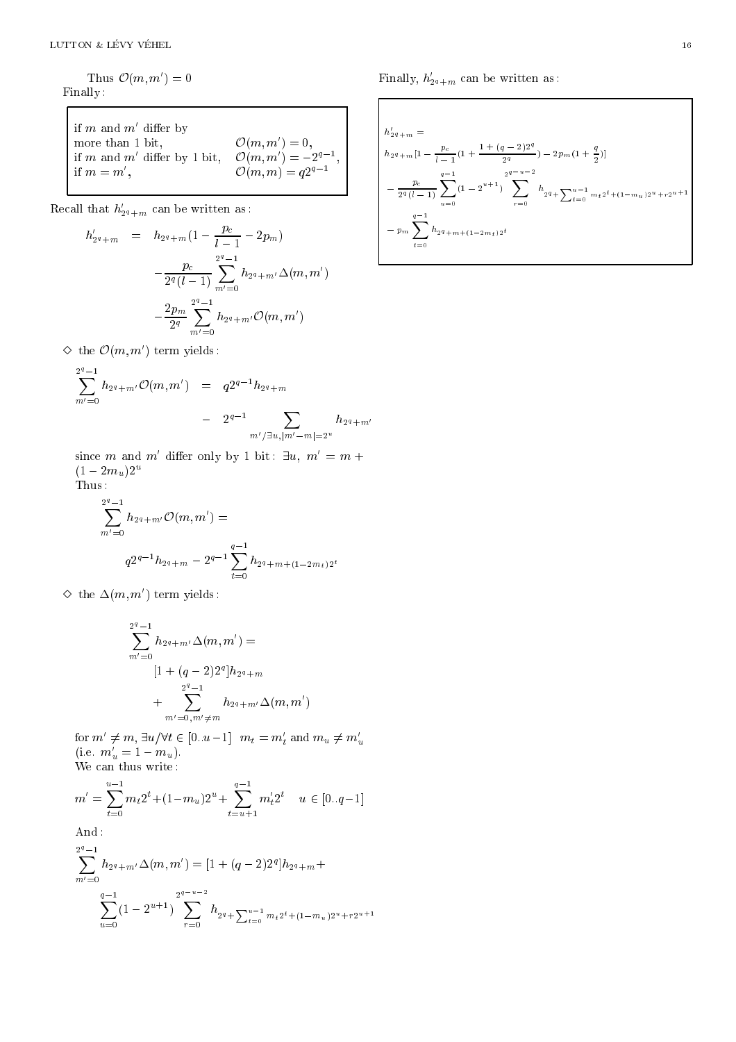Thus $\mathcal{O}(m,m') = 0$

Finally:

> if $m$ and $m'$ differ by more than 1 bit, $\quad \mathcal{O}(m,m') = 0$,
> if $m$ and $m'$ differ by 1 bit, $\quad \mathcal{O}(m,m') = -2^{q-1}$,
> if $m = m'$, $\quad \mathcal{O}(m,m) = q2^{q-1}$

Recall that $h'_{2^q+m}$ can be written as:

$$
\begin{aligned}
h'_{2^q+m} &= h_{2^q+m}(1 - \frac{p_c}{l-1} - 2p_m) \\
&\quad - \frac{p_c}{2^q(l-1)} \sum_{m'=0}^{2^q-1} h_{2^q+m'} \Delta(m,m') \\
&\quad - \frac{2p_m}{2^q} \sum_{m'=0}^{2^q-1} h_{2^q+m'} \mathcal{O}(m,m')
\end{aligned}
$$

◇ the $\mathcal{O}(m,m')$ term yields:

$$
\begin{aligned}
\sum_{m'=0}^{2^q-1} h_{2^q+m'} \mathcal{O}(m,m') &= q2^{q-1} h_{2^q+m} \\
&\quad - 2^{q-1} \sum_{m'/\exists u, |m'-m| = 2^u} h_{2^q+m'}
\end{aligned}
$$

since $m$ and $m'$ differ only by 1 bit: $\exists u,\ m' = m + (1-2m_u)2^u$

Thus:

$$
\sum_{m'=0}^{2^q-1} h_{2^q+m'} \mathcal{O}(m,m') = q2^{q-1} h_{2^q+m} - 2^{q-1} \sum_{t=0}^{q-1} h_{2^q+m+(1-2m_t)2^t}
$$

◇ the $\Delta(m,m')$ term yields:

$$
\begin{aligned}
\sum_{m'=0}^{2^q-1} h_{2^q+m'} \Delta(m,m') &= \\
&[1 + (q-2)2^q] h_{2^q+m} \\
&+ \sum_{m'=0, m' \neq m}^{2^q-1} h_{2^q+m'} \Delta(m,m')
\end{aligned}
$$

for $m' \neq m$, $\exists u / \forall t \in [0..u-1]\ \ m_t = m'_t$ and $m_u \neq m'_u$ (i.e. $m'_u = 1 - m_u$).

We can thus write:

$$
m' = \sum_{t=0}^{u-1} m_t 2^t + (1-m_u)2^u + \sum_{t=u+1}^{q-1} m'_t 2^t \quad u \in [0..q-1]
$$

And:

$$
\sum_{m'=0}^{2^q-1} h_{2^q+m'} \Delta(m,m') = [1 + (q-2)2^q] h_{2^q+m} + \sum_{u=0}^{q-1} (1 - 2^{u+1}) \sum_{r=0}^{2^{q-u-2}} h_{2^q + \sum_{t=0}^{u-1} m_t 2^t + (1-m_u)2^u + r2^{u+1}}
$$

Finally, $h'_{2^q+m}$ can be written as:

$$
\begin{aligned}
h'_{2^q+m} &= \\
& h_{2^q+m}[1 - \frac{p_c}{l-1}(1 + \frac{1+(q-2)2^q}{2^q}) - 2p_m(1 + \frac{q}{2})] \\
& - \frac{p_c}{2^q(l-1)} \sum_{u=0}^{q-1} (1 - 2^{u+1}) \sum_{r=0}^{2^{q-u-2}} h_{2^q + \sum_{t=0}^{u-1} m_t 2^t + (1-m_u)2^u + r2^{u+1}} \\
& - p_m \sum_{t=0}^{q-1} h_{2^q+m+(1-2m_t)2^t}
\end{aligned}
$$